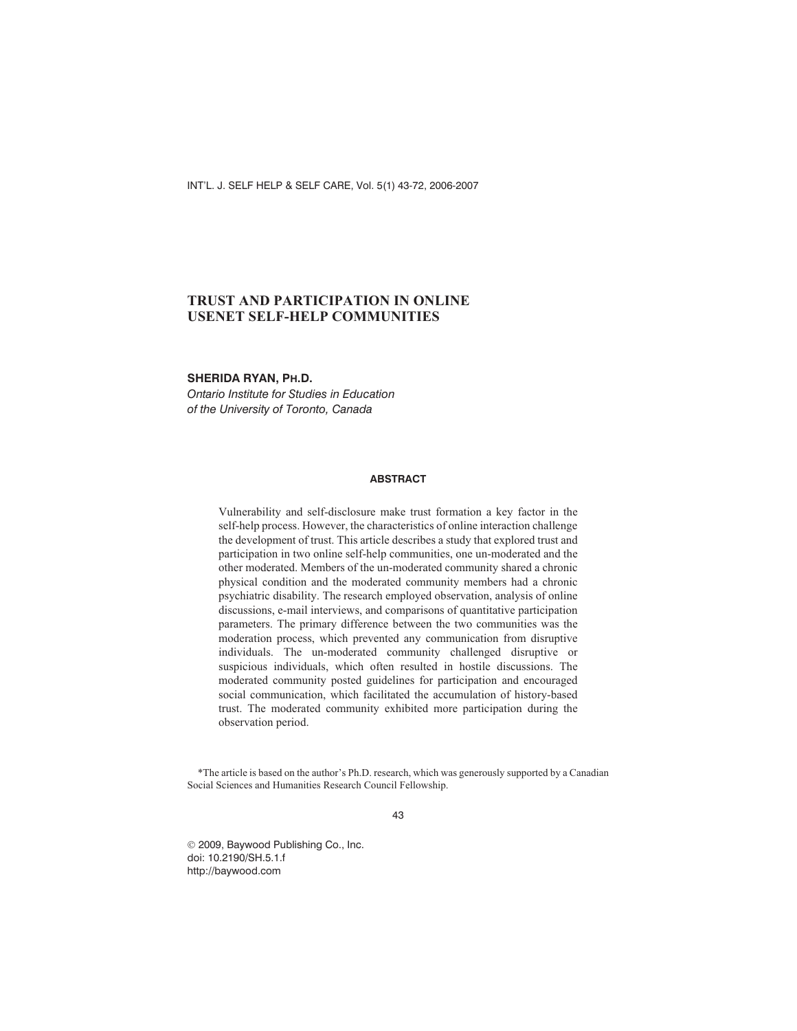# TRUST AND PARTICIPATION IN ONLINE USENET SELF-HELP COMMUNITIES

**SHERIDA RYAN, PH.D.**

*Ontario Institute for Studies in Education of the University of Toronto, Canada*

## ABSTRACT

Vulnerability and self-disclosure make trust formation a key factor in the self-help process. However, the characteristics of online interaction challenge the development of trust. This article describes a study that explored trust and participation in two online self-help communities, one un-moderated and the other moderated. Members of the un-moderated community shared a chronic physical condition and the moderated community members had a chronic psychiatric disability. The research employed observation, analysis of online discussions, e-mail interviews, and comparisons of quantitative participation parameters. The primary difference between the two communities was the moderation process, which prevented any communication from disruptive individuals. The un-moderated community challenged disruptive or suspicious individuals, which often resulted in hostile discussions. The moderated community posted guidelines for participation and encouraged social communication, which facilitated the accumulation of history-based trust. The moderated community exhibited more participation during the observation period.

*The article is based on the author's Ph.D. research, which was generously supported by a Canadian Social Sciences and Humanities Research Council Fellowship.

© 2009, Baywood Publishing Co., Inc.
doi: 10.2190/SH.5.1.f
http://baywood.com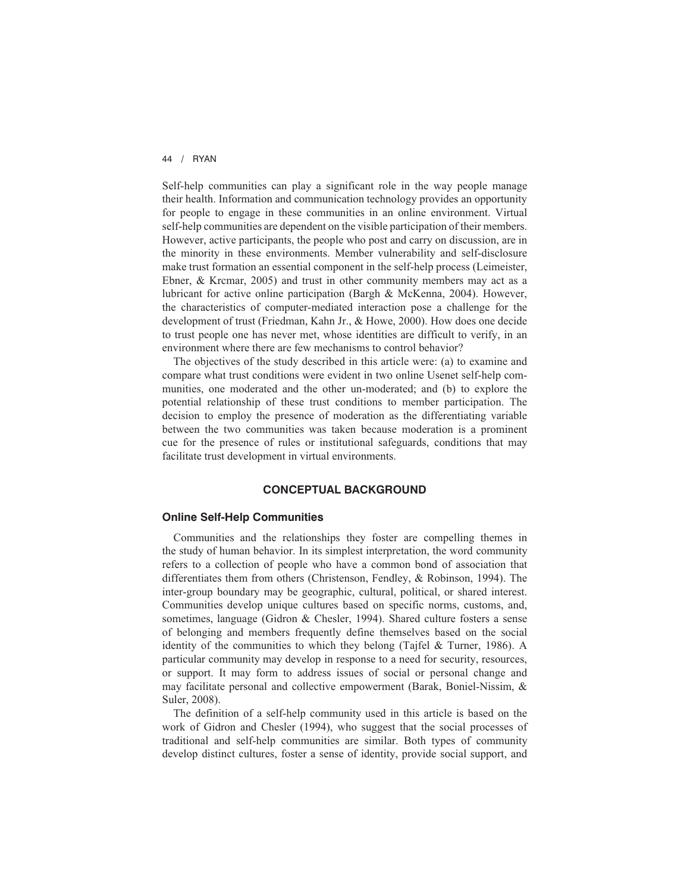Self-help communities can play a significant role in the way people manage their health. Information and communication technology provides an opportunity for people to engage in these communities in an online environment. Virtual self-help communities are dependent on the visible participation of their members. However, active participants, the people who post and carry on discussion, are in the minority in these environments. Member vulnerability and self-disclosure make trust formation an essential component in the self-help process (Leimeister, Ebner, & Krcmar, 2005) and trust in other community members may act as a lubricant for active online participation (Bargh & McKenna, 2004). However, the characteristics of computer-mediated interaction pose a challenge for the development of trust (Friedman, Kahn Jr., & Howe, 2000). How does one decide to trust people one has never met, whose identities are difficult to verify, in an environment where there are few mechanisms to control behavior?

The objectives of the study described in this article were: (a) to examine and compare what trust conditions were evident in two online Usenet self-help communities, one moderated and the other un-moderated; and (b) to explore the potential relationship of these trust conditions to member participation. The decision to employ the presence of moderation as the differentiating variable between the two communities was taken because moderation is a prominent cue for the presence of rules or institutional safeguards, conditions that may facilitate trust development in virtual environments.

## CONCEPTUAL BACKGROUND

### Online Self-Help Communities

Communities and the relationships they foster are compelling themes in the study of human behavior. In its simplest interpretation, the word community refers to a collection of people who have a common bond of association that differentiates them from others (Christenson, Fendley, & Robinson, 1994). The inter-group boundary may be geographic, cultural, political, or shared interest. Communities develop unique cultures based on specific norms, customs, and, sometimes, language (Gidron & Chesler, 1994). Shared culture fosters a sense of belonging and members frequently define themselves based on the social identity of the communities to which they belong (Tajfel & Turner, 1986). A particular community may develop in response to a need for security, resources, or support. It may form to address issues of social or personal change and may facilitate personal and collective empowerment (Barak, Boniel-Nissim, & Suler, 2008).

The definition of a self-help community used in this article is based on the work of Gidron and Chesler (1994), who suggest that the social processes of traditional and self-help communities are similar. Both types of community develop distinct cultures, foster a sense of identity, provide social support, and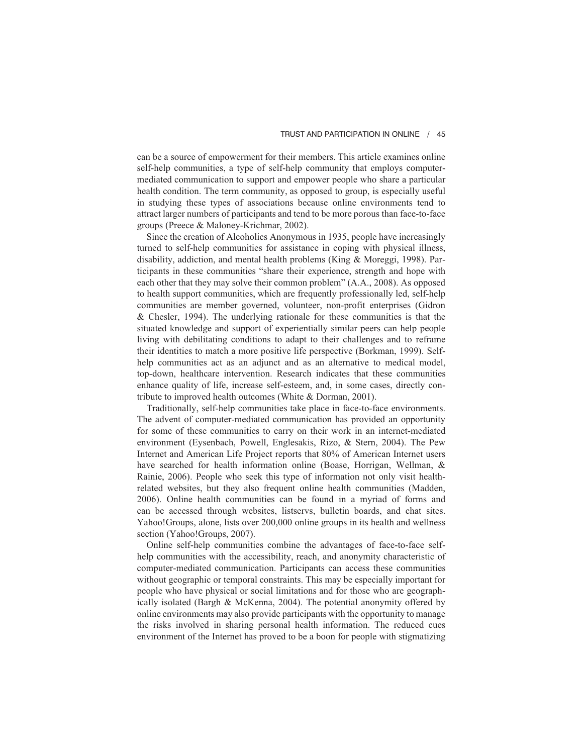can be a source of empowerment for their members. This article examines online self-help communities, a type of self-help community that employs computer-mediated communication to support and empower people who share a particular health condition. The term community, as opposed to group, is especially useful in studying these types of associations because online environments tend to attract larger numbers of participants and tend to be more porous than face-to-face groups (Preece & Maloney-Krichmar, 2002).

Since the creation of Alcoholics Anonymous in 1935, people have increasingly turned to self-help communities for assistance in coping with physical illness, disability, addiction, and mental health problems (King & Moreggi, 1998). Participants in these communities "share their experience, strength and hope with each other that they may solve their common problem" (A.A., 2008). As opposed to health support communities, which are frequently professionally led, self-help communities are member governed, volunteer, non-profit enterprises (Gidron & Chesler, 1994). The underlying rationale for these communities is that the situated knowledge and support of experientially similar peers can help people living with debilitating conditions to adapt to their challenges and to reframe their identities to match a more positive life perspective (Borkman, 1999). Self-help communities act as an adjunct and as an alternative to medical model, top-down, healthcare intervention. Research indicates that these communities enhance quality of life, increase self-esteem, and, in some cases, directly contribute to improved health outcomes (White & Dorman, 2001).

Traditionally, self-help communities take place in face-to-face environments. The advent of computer-mediated communication has provided an opportunity for some of these communities to carry on their work in an internet-mediated environment (Eysenbach, Powell, Englesakis, Rizo, & Stern, 2004). The Pew Internet and American Life Project reports that 80% of American Internet users have searched for health information online (Boase, Horrigan, Wellman, & Rainie, 2006). People who seek this type of information not only visit health-related websites, but they also frequent online health communities (Madden, 2006). Online health communities can be found in a myriad of forms and can be accessed through websites, listservs, bulletin boards, and chat sites. Yahoo!Groups, alone, lists over 200,000 online groups in its health and wellness section (Yahoo!Groups, 2007).

Online self-help communities combine the advantages of face-to-face self-help communities with the accessibility, reach, and anonymity characteristic of computer-mediated communication. Participants can access these communities without geographic or temporal constraints. This may be especially important for people who have physical or social limitations and for those who are geographically isolated (Bargh & McKenna, 2004). The potential anonymity offered by online environments may also provide participants with the opportunity to manage the risks involved in sharing personal health information. The reduced cues environment of the Internet has proved to be a boon for people with stigmatizing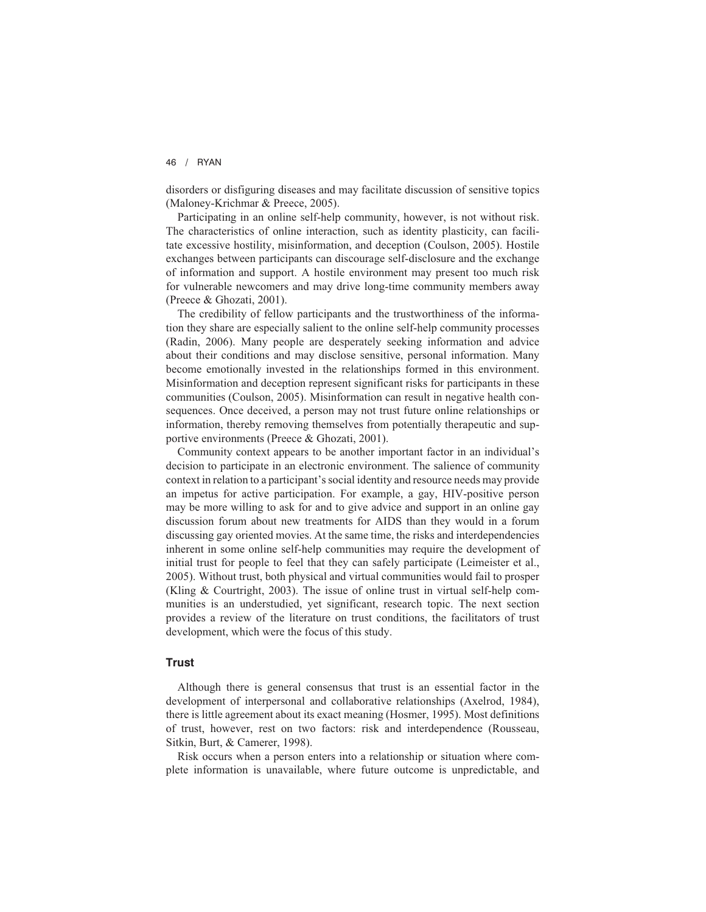disorders or disfiguring diseases and may facilitate discussion of sensitive topics (Maloney-Krichmar & Preece, 2005).

Participating in an online self-help community, however, is not without risk. The characteristics of online interaction, such as identity plasticity, can facilitate excessive hostility, misinformation, and deception (Coulson, 2005). Hostile exchanges between participants can discourage self-disclosure and the exchange of information and support. A hostile environment may present too much risk for vulnerable newcomers and may drive long-time community members away (Preece & Ghozati, 2001).

The credibility of fellow participants and the trustworthiness of the information they share are especially salient to the online self-help community processes (Radin, 2006). Many people are desperately seeking information and advice about their conditions and may disclose sensitive, personal information. Many become emotionally invested in the relationships formed in this environment. Misinformation and deception represent significant risks for participants in these communities (Coulson, 2005). Misinformation can result in negative health consequences. Once deceived, a person may not trust future online relationships or information, thereby removing themselves from potentially therapeutic and supportive environments (Preece & Ghozati, 2001).

Community context appears to be another important factor in an individual's decision to participate in an electronic environment. The salience of community context in relation to a participant's social identity and resource needs may provide an impetus for active participation. For example, a gay, HIV-positive person may be more willing to ask for and to give advice and support in an online gay discussion forum about new treatments for AIDS than they would in a forum discussing gay oriented movies. At the same time, the risks and interdependencies inherent in some online self-help communities may require the development of initial trust for people to feel that they can safely participate (Leimeister et al., 2005). Without trust, both physical and virtual communities would fail to prosper (Kling & Courtright, 2003). The issue of online trust in virtual self-help communities is an understudied, yet significant, research topic. The next section provides a review of the literature on trust conditions, the facilitators of trust development, which were the focus of this study.

### Trust

Although there is general consensus that trust is an essential factor in the development of interpersonal and collaborative relationships (Axelrod, 1984), there is little agreement about its exact meaning (Hosmer, 1995). Most definitions of trust, however, rest on two factors: risk and interdependence (Rousseau, Sitkin, Burt, & Camerer, 1998).

Risk occurs when a person enters into a relationship or situation where complete information is unavailable, where future outcome is unpredictable, and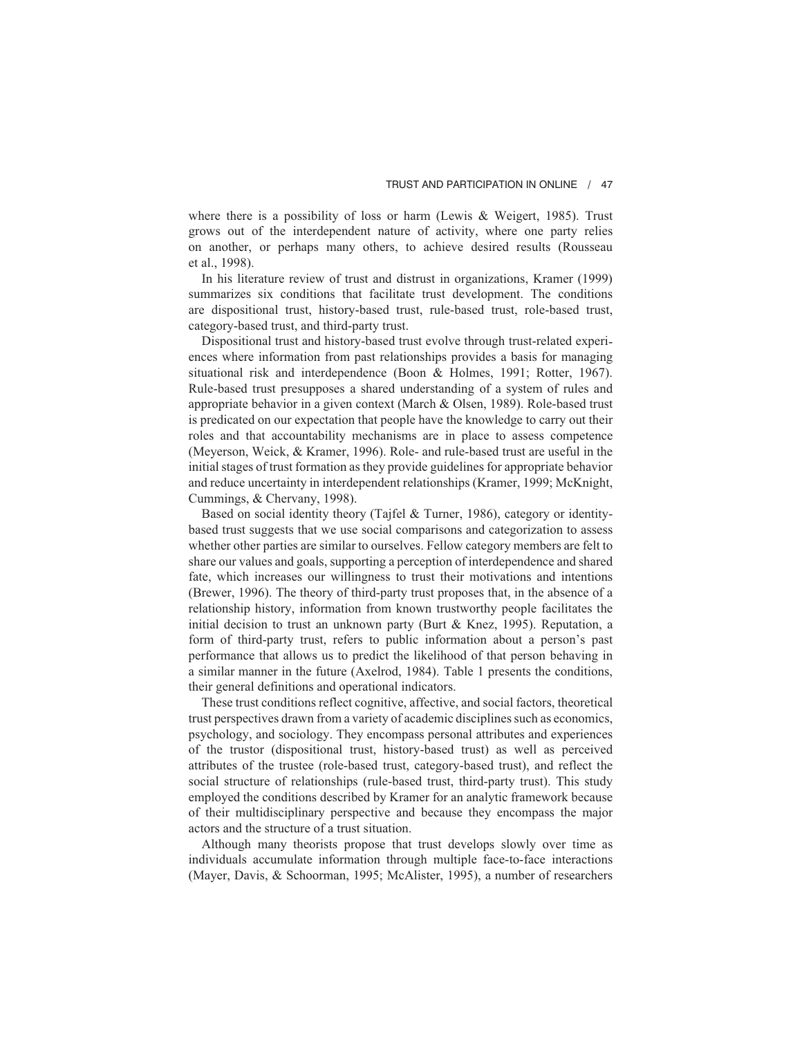where there is a possibility of loss or harm (Lewis & Weigert, 1985). Trust grows out of the interdependent nature of activity, where one party relies on another, or perhaps many others, to achieve desired results (Rousseau et al., 1998).

In his literature review of trust and distrust in organizations, Kramer (1999) summarizes six conditions that facilitate trust development. The conditions are dispositional trust, history-based trust, rule-based trust, role-based trust, category-based trust, and third-party trust.

Dispositional trust and history-based trust evolve through trust-related experiences where information from past relationships provides a basis for managing situational risk and interdependence (Boon & Holmes, 1991; Rotter, 1967). Rule-based trust presupposes a shared understanding of a system of rules and appropriate behavior in a given context (March & Olsen, 1989). Role-based trust is predicated on our expectation that people have the knowledge to carry out their roles and that accountability mechanisms are in place to assess competence (Meyerson, Weick, & Kramer, 1996). Role- and rule-based trust are useful in the initial stages of trust formation as they provide guidelines for appropriate behavior and reduce uncertainty in interdependent relationships (Kramer, 1999; McKnight, Cummings, & Chervany, 1998).

Based on social identity theory (Tajfel & Turner, 1986), category or identity-based trust suggests that we use social comparisons and categorization to assess whether other parties are similar to ourselves. Fellow category members are felt to share our values and goals, supporting a perception of interdependence and shared fate, which increases our willingness to trust their motivations and intentions (Brewer, 1996). The theory of third-party trust proposes that, in the absence of a relationship history, information from known trustworthy people facilitates the initial decision to trust an unknown party (Burt & Knez, 1995). Reputation, a form of third-party trust, refers to public information about a person's past performance that allows us to predict the likelihood of that person behaving in a similar manner in the future (Axelrod, 1984). Table 1 presents the conditions, their general definitions and operational indicators.

These trust conditions reflect cognitive, affective, and social factors, theoretical trust perspectives drawn from a variety of academic disciplines such as economics, psychology, and sociology. They encompass personal attributes and experiences of the trustor (dispositional trust, history-based trust) as well as perceived attributes of the trustee (role-based trust, category-based trust), and reflect the social structure of relationships (rule-based trust, third-party trust). This study employed the conditions described by Kramer for an analytic framework because of their multidisciplinary perspective and because they encompass the major actors and the structure of a trust situation.

Although many theorists propose that trust develops slowly over time as individuals accumulate information through multiple face-to-face interactions (Mayer, Davis, & Schoorman, 1995; McAlister, 1995), a number of researchers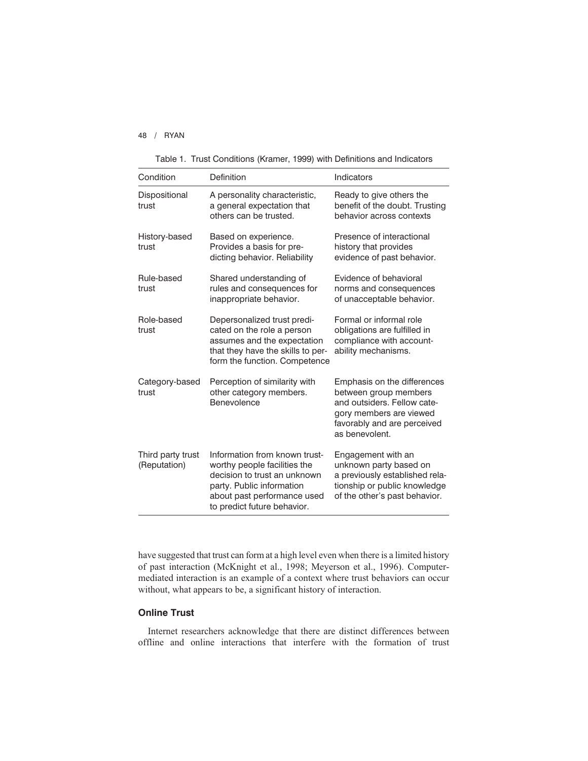Table 1. Trust Conditions (Kramer, 1999) with Definitions and Indicators

| Condition | Definition | Indicators |
|---|---|---|
| Dispositional trust | A personality characteristic, a general expectation that others can be trusted. | Ready to give others the benefit of the doubt. Trusting behavior across contexts |
| History-based trust | Based on experience. Provides a basis for predicting behavior. Reliability | Presence of interactional history that provides evidence of past behavior. |
| Rule-based trust | Shared understanding of rules and consequences for inappropriate behavior. | Evidence of behavioral norms and consequences of unacceptable behavior. |
| Role-based trust | Depersonalized trust predicated on the role a person assumes and the expectation that they have the skills to perform the function. Competence | Formal or informal role obligations are fulfilled in compliance with accountability mechanisms. |
| Category-based trust | Perception of similarity with other category members. Benevolence | Emphasis on the differences between group members and outsiders. Fellow category members are viewed favorably and are perceived as benevolent. |
| Third party trust (Reputation) | Information from known trustworthy people facilities the decision to trust an unknown party. Public information about past performance used to predict future behavior. | Engagement with an unknown party based on a previously established relationship or public knowledge of the other's past behavior. |

have suggested that trust can form at a high level even when there is a limited history of past interaction (McKnight et al., 1998; Meyerson et al., 1996). Computer-mediated interaction is an example of a context where trust behaviors can occur without, what appears to be, a significant history of interaction.

### Online Trust

Internet researchers acknowledge that there are distinct differences between offline and online interactions that interfere with the formation of trust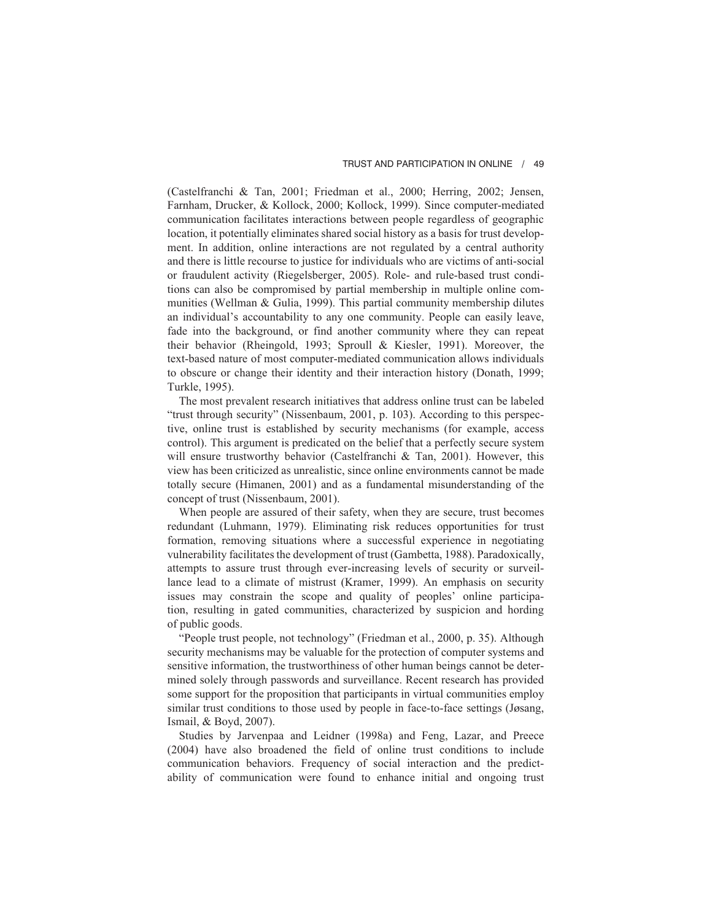(Castelfranchi & Tan, 2001; Friedman et al., 2000; Herring, 2002; Jensen, Farnham, Drucker, & Kollock, 2000; Kollock, 1999). Since computer-mediated communication facilitates interactions between people regardless of geographic location, it potentially eliminates shared social history as a basis for trust development. In addition, online interactions are not regulated by a central authority and there is little recourse to justice for individuals who are victims of anti-social or fraudulent activity (Riegelsberger, 2005). Role- and rule-based trust conditions can also be compromised by partial membership in multiple online communities (Wellman & Gulia, 1999). This partial community membership dilutes an individual's accountability to any one community. People can easily leave, fade into the background, or find another community where they can repeat their behavior (Rheingold, 1993; Sproull & Kiesler, 1991). Moreover, the text-based nature of most computer-mediated communication allows individuals to obscure or change their identity and their interaction history (Donath, 1999; Turkle, 1995).

The most prevalent research initiatives that address online trust can be labeled "trust through security" (Nissenbaum, 2001, p. 103). According to this perspective, online trust is established by security mechanisms (for example, access control). This argument is predicated on the belief that a perfectly secure system will ensure trustworthy behavior (Castelfranchi & Tan, 2001). However, this view has been criticized as unrealistic, since online environments cannot be made totally secure (Himanen, 2001) and as a fundamental misunderstanding of the concept of trust (Nissenbaum, 2001).

When people are assured of their safety, when they are secure, trust becomes redundant (Luhmann, 1979). Eliminating risk reduces opportunities for trust formation, removing situations where a successful experience in negotiating vulnerability facilitates the development of trust (Gambetta, 1988). Paradoxically, attempts to assure trust through ever-increasing levels of security or surveillance lead to a climate of mistrust (Kramer, 1999). An emphasis on security issues may constrain the scope and quality of peoples' online participation, resulting in gated communities, characterized by suspicion and hording of public goods.

"People trust people, not technology" (Friedman et al., 2000, p. 35). Although security mechanisms may be valuable for the protection of computer systems and sensitive information, the trustworthiness of other human beings cannot be determined solely through passwords and surveillance. Recent research has provided some support for the proposition that participants in virtual communities employ similar trust conditions to those used by people in face-to-face settings (Jøsang, Ismail, & Boyd, 2007).

Studies by Jarvenpaa and Leidner (1998a) and Feng, Lazar, and Preece (2004) have also broadened the field of online trust conditions to include communication behaviors. Frequency of social interaction and the predictability of communication were found to enhance initial and ongoing trust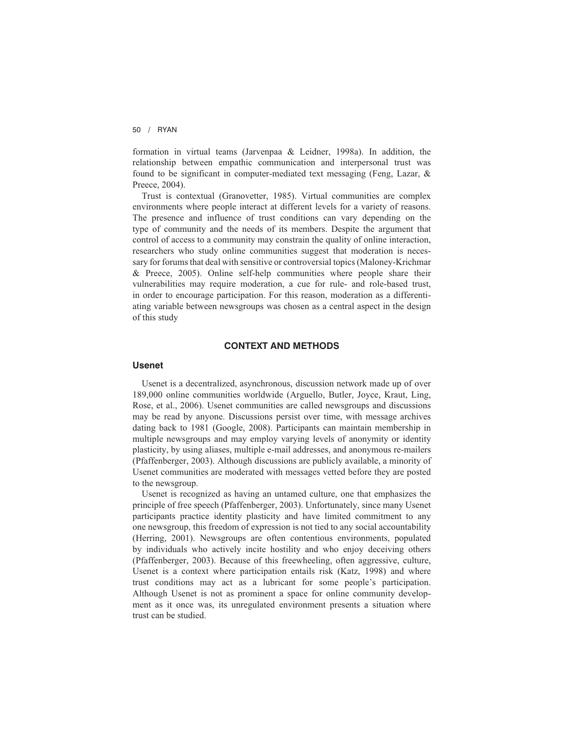formation in virtual teams (Jarvenpaa & Leidner, 1998a). In addition, the relationship between empathic communication and interpersonal trust was found to be significant in computer-mediated text messaging (Feng, Lazar, & Preece, 2004).

Trust is contextual (Granovetter, 1985). Virtual communities are complex environments where people interact at different levels for a variety of reasons. The presence and influence of trust conditions can vary depending on the type of community and the needs of its members. Despite the argument that control of access to a community may constrain the quality of online interaction, researchers who study online communities suggest that moderation is necessary for forums that deal with sensitive or controversial topics (Maloney-Krichmar & Preece, 2005). Online self-help communities where people share their vulnerabilities may require moderation, a cue for rule- and role-based trust, in order to encourage participation. For this reason, moderation as a differentiating variable between newsgroups was chosen as a central aspect in the design of this study

## CONTEXT AND METHODS

### Usenet

Usenet is a decentralized, asynchronous, discussion network made up of over 189,000 online communities worldwide (Arguello, Butler, Joyce, Kraut, Ling, Rose, et al., 2006). Usenet communities are called newsgroups and discussions may be read by anyone. Discussions persist over time, with message archives dating back to 1981 (Google, 2008). Participants can maintain membership in multiple newsgroups and may employ varying levels of anonymity or identity plasticity, by using aliases, multiple e-mail addresses, and anonymous re-mailers (Pfaffenberger, 2003). Although discussions are publicly available, a minority of Usenet communities are moderated with messages vetted before they are posted to the newsgroup.

Usenet is recognized as having an untamed culture, one that emphasizes the principle of free speech (Pfaffenberger, 2003). Unfortunately, since many Usenet participants practice identity plasticity and have limited commitment to any one newsgroup, this freedom of expression is not tied to any social accountability (Herring, 2001). Newsgroups are often contentious environments, populated by individuals who actively incite hostility and who enjoy deceiving others (Pfaffenberger, 2003). Because of this freewheeling, often aggressive, culture, Usenet is a context where participation entails risk (Katz, 1998) and where trust conditions may act as a lubricant for some people's participation. Although Usenet is not as prominent a space for online community development as it once was, its unregulated environment presents a situation where trust can be studied.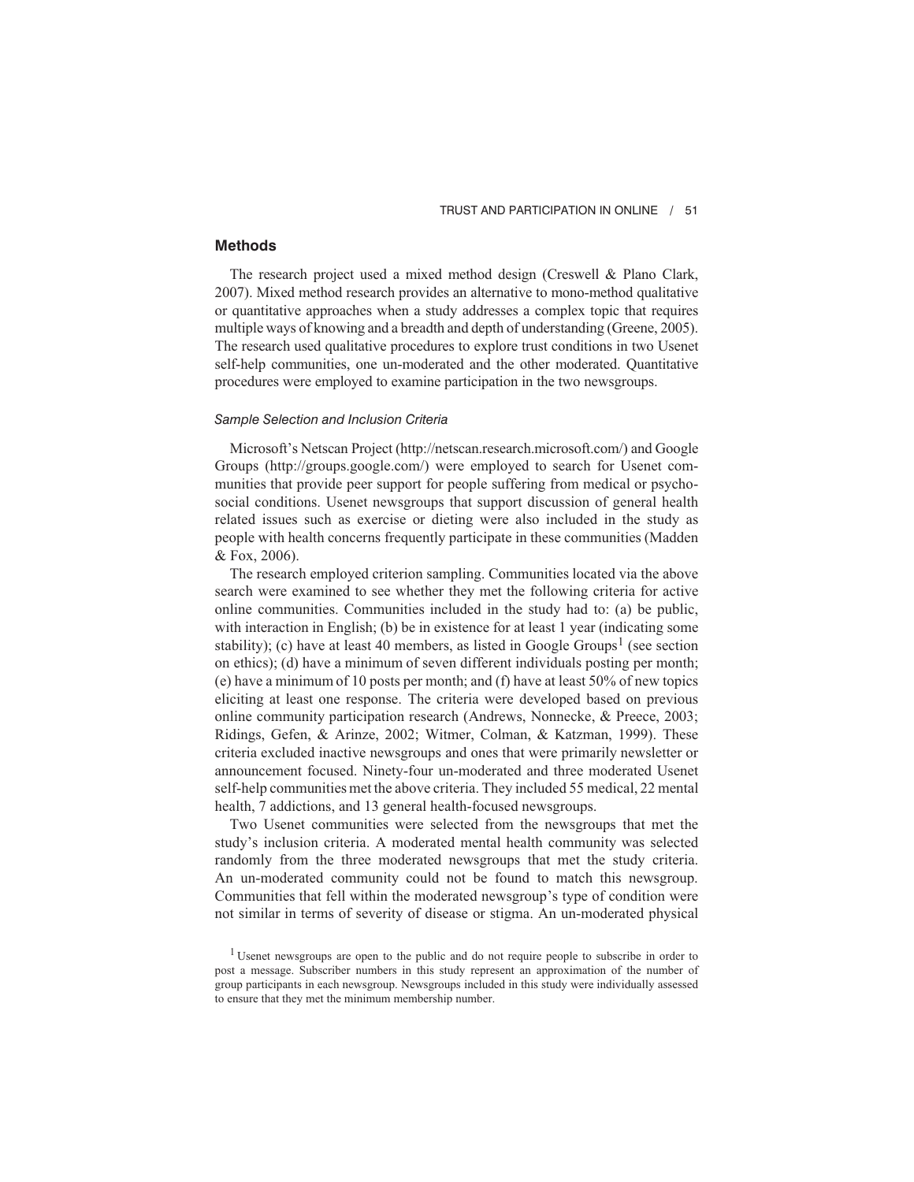## Methods

The research project used a mixed method design (Creswell & Plano Clark, 2007). Mixed method research provides an alternative to mono-method qualitative or quantitative approaches when a study addresses a complex topic that requires multiple ways of knowing and a breadth and depth of understanding (Greene, 2005). The research used qualitative procedures to explore trust conditions in two Usenet self-help communities, one un-moderated and the other moderated. Quantitative procedures were employed to examine participation in the two newsgroups.

### *Sample Selection and Inclusion Criteria*

Microsoft's Netscan Project (http://netscan.research.microsoft.com/) and Google Groups (http://groups.google.com/) were employed to search for Usenet communities that provide peer support for people suffering from medical or psychosocial conditions. Usenet newsgroups that support discussion of general health related issues such as exercise or dieting were also included in the study as people with health concerns frequently participate in these communities (Madden & Fox, 2006).

The research employed criterion sampling. Communities located via the above search were examined to see whether they met the following criteria for active online communities. Communities included in the study had to: (a) be public, with interaction in English; (b) be in existence for at least 1 year (indicating some stability); (c) have at least 40 members, as listed in Google Groups[1] (see section on ethics); (d) have a minimum of seven different individuals posting per month; (e) have a minimum of 10 posts per month; and (f) have at least 50% of new topics eliciting at least one response. The criteria were developed based on previous online community participation research (Andrews, Nonnecke, & Preece, 2003; Ridings, Gefen, & Arinze, 2002; Witmer, Colman, & Katzman, 1999). These criteria excluded inactive newsgroups and ones that were primarily newsletter or announcement focused. Ninety-four un-moderated and three moderated Usenet self-help communities met the above criteria. They included 55 medical, 22 mental health, 7 addictions, and 13 general health-focused newsgroups.

Two Usenet communities were selected from the newsgroups that met the study's inclusion criteria. A moderated mental health community was selected randomly from the three moderated newsgroups that met the study criteria. An un-moderated community could not be found to match this newsgroup. Communities that fell within the moderated newsgroup's type of condition were not similar in terms of severity of disease or stigma. An un-moderated physical

[1] Usenet newsgroups are open to the public and do not require people to subscribe in order to post a message. Subscriber numbers in this study represent an approximation of the number of group participants in each newsgroup. Newsgroups included in this study were individually assessed to ensure that they met the minimum membership number.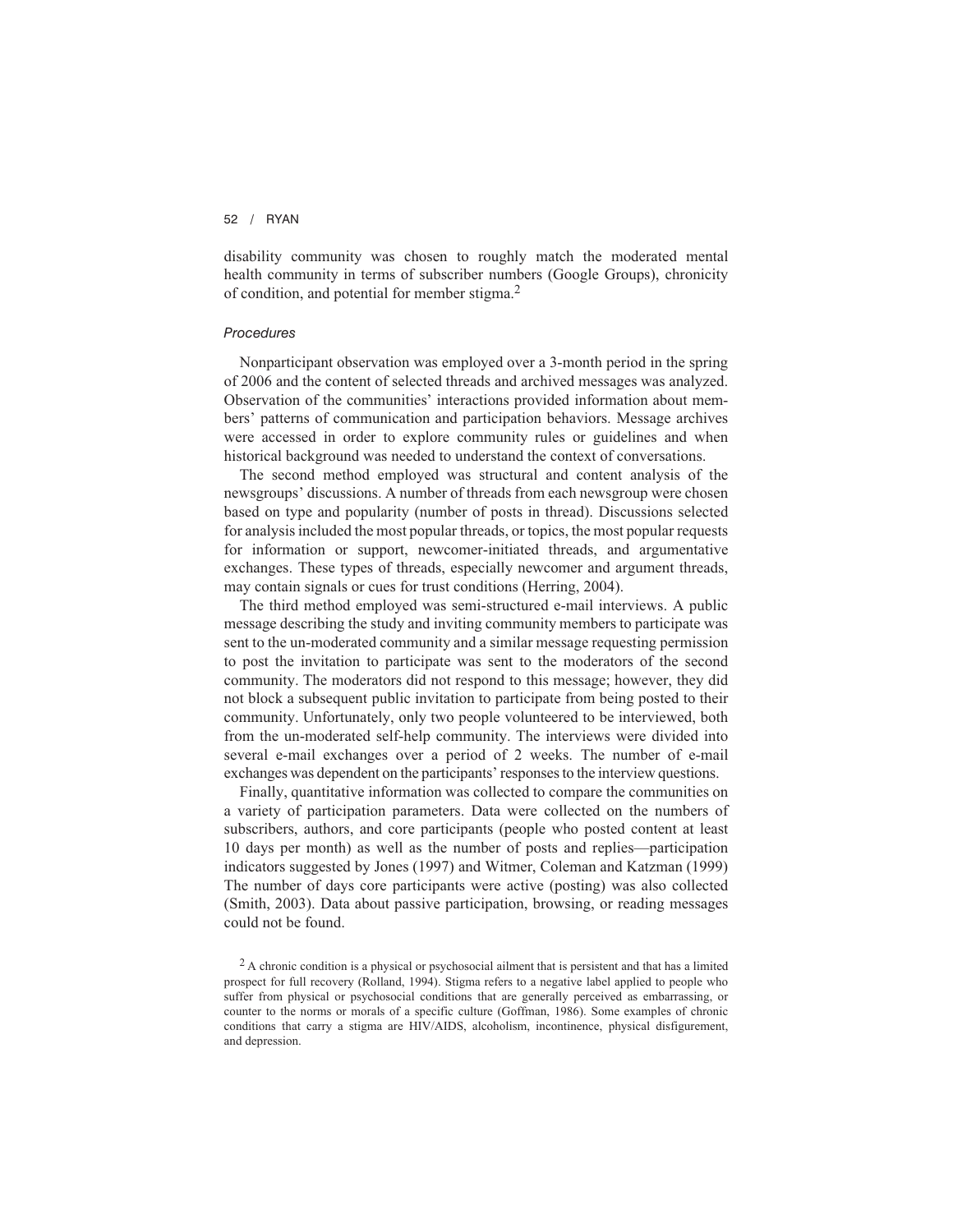disability community was chosen to roughly match the moderated mental health community in terms of subscriber numbers (Google Groups), chronicity of condition, and potential for member stigma.[2]

### *Procedures*

Nonparticipant observation was employed over a 3-month period in the spring of 2006 and the content of selected threads and archived messages was analyzed. Observation of the communities' interactions provided information about members' patterns of communication and participation behaviors. Message archives were accessed in order to explore community rules or guidelines and when historical background was needed to understand the context of conversations.

The second method employed was structural and content analysis of the newsgroups' discussions. A number of threads from each newsgroup were chosen based on type and popularity (number of posts in thread). Discussions selected for analysis included the most popular threads, or topics, the most popular requests for information or support, newcomer-initiated threads, and argumentative exchanges. These types of threads, especially newcomer and argument threads, may contain signals or cues for trust conditions (Herring, 2004).

The third method employed was semi-structured e-mail interviews. A public message describing the study and inviting community members to participate was sent to the un-moderated community and a similar message requesting permission to post the invitation to participate was sent to the moderators of the second community. The moderators did not respond to this message; however, they did not block a subsequent public invitation to participate from being posted to their community. Unfortunately, only two people volunteered to be interviewed, both from the un-moderated self-help community. The interviews were divided into several e-mail exchanges over a period of 2 weeks. The number of e-mail exchanges was dependent on the participants' responses to the interview questions.

Finally, quantitative information was collected to compare the communities on a variety of participation parameters. Data were collected on the numbers of subscribers, authors, and core participants (people who posted content at least 10 days per month) as well as the number of posts and replies—participation indicators suggested by Jones (1997) and Witmer, Coleman and Katzman (1999) The number of days core participants were active (posting) was also collected (Smith, 2003). Data about passive participation, browsing, or reading messages could not be found.

[2] A chronic condition is a physical or psychosocial ailment that is persistent and that has a limited prospect for full recovery (Rolland, 1994). Stigma refers to a negative label applied to people who suffer from physical or psychosocial conditions that are generally perceived as embarrassing, or counter to the norms or morals of a specific culture (Goffman, 1986). Some examples of chronic conditions that carry a stigma are HIV/AIDS, alcoholism, incontinence, physical disfigurement, and depression.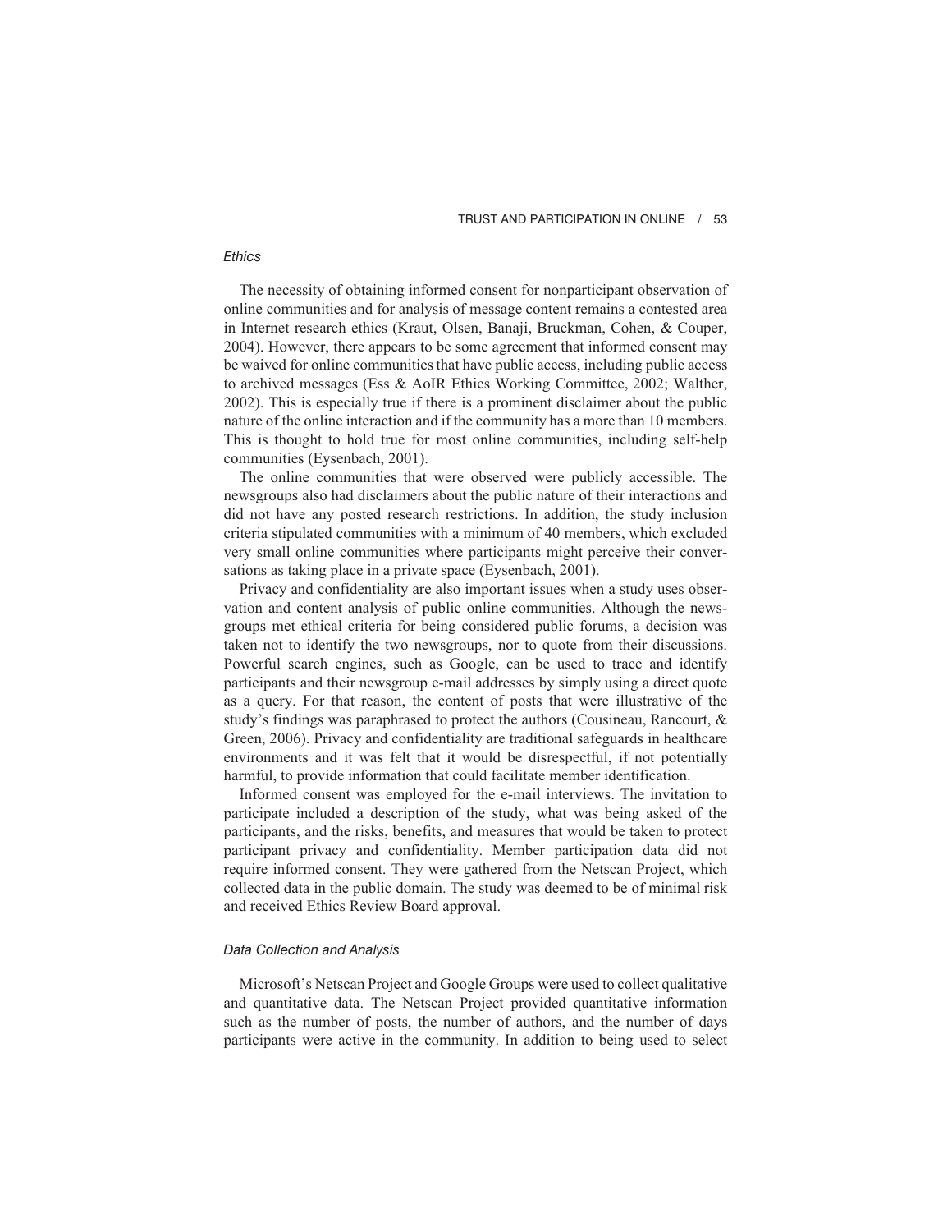### *Ethics*

The necessity of obtaining informed consent for nonparticipant observation of online communities and for analysis of message content remains a contested area in Internet research ethics (Kraut, Olsen, Banaji, Bruckman, Cohen, & Couper, 2004). However, there appears to be some agreement that informed consent may be waived for online communities that have public access, including public access to archived messages (Ess & AoIR Ethics Working Committee, 2002; Walther, 2002). This is especially true if there is a prominent disclaimer about the public nature of the online interaction and if the community has a more than 10 members. This is thought to hold true for most online communities, including self-help communities (Eysenbach, 2001).

The online communities that were observed were publicly accessible. The newsgroups also had disclaimers about the public nature of their interactions and did not have any posted research restrictions. In addition, the study inclusion criteria stipulated communities with a minimum of 40 members, which excluded very small online communities where participants might perceive their conversations as taking place in a private space (Eysenbach, 2001).

Privacy and confidentiality are also important issues when a study uses observation and content analysis of public online communities. Although the newsgroups met ethical criteria for being considered public forums, a decision was taken not to identify the two newsgroups, nor to quote from their discussions. Powerful search engines, such as Google, can be used to trace and identify participants and their newsgroup e-mail addresses by simply using a direct quote as a query. For that reason, the content of posts that were illustrative of the study's findings was paraphrased to protect the authors (Cousineau, Rancourt, & Green, 2006). Privacy and confidentiality are traditional safeguards in healthcare environments and it was felt that it would be disrespectful, if not potentially harmful, to provide information that could facilitate member identification.

Informed consent was employed for the e-mail interviews. The invitation to participate included a description of the study, what was being asked of the participants, and the risks, benefits, and measures that would be taken to protect participant privacy and confidentiality. Member participation data did not require informed consent. They were gathered from the Netscan Project, which collected data in the public domain. The study was deemed to be of minimal risk and received Ethics Review Board approval.

### *Data Collection and Analysis*

Microsoft's Netscan Project and Google Groups were used to collect qualitative and quantitative data. The Netscan Project provided quantitative information such as the number of posts, the number of authors, and the number of days participants were active in the community. In addition to being used to select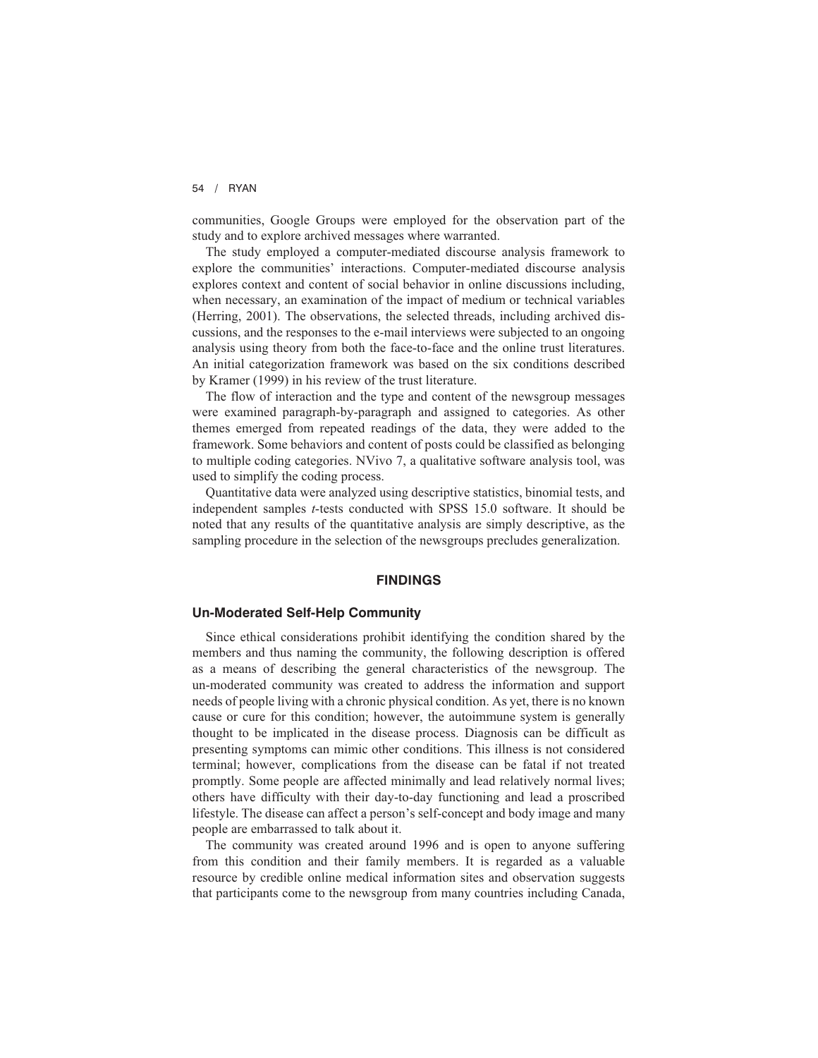communities, Google Groups were employed for the observation part of the study and to explore archived messages where warranted.

The study employed a computer-mediated discourse analysis framework to explore the communities' interactions. Computer-mediated discourse analysis explores context and content of social behavior in online discussions including, when necessary, an examination of the impact of medium or technical variables (Herring, 2001). The observations, the selected threads, including archived discussions, and the responses to the e-mail interviews were subjected to an ongoing analysis using theory from both the face-to-face and the online trust literatures. An initial categorization framework was based on the six conditions described by Kramer (1999) in his review of the trust literature.

The flow of interaction and the type and content of the newsgroup messages were examined paragraph-by-paragraph and assigned to categories. As other themes emerged from repeated readings of the data, they were added to the framework. Some behaviors and content of posts could be classified as belonging to multiple coding categories. NVivo 7, a qualitative software analysis tool, was used to simplify the coding process.

Quantitative data were analyzed using descriptive statistics, binomial tests, and independent samples *t*-tests conducted with SPSS 15.0 software. It should be noted that any results of the quantitative analysis are simply descriptive, as the sampling procedure in the selection of the newsgroups precludes generalization.

## FINDINGS

### Un-Moderated Self-Help Community

Since ethical considerations prohibit identifying the condition shared by the members and thus naming the community, the following description is offered as a means of describing the general characteristics of the newsgroup. The un-moderated community was created to address the information and support needs of people living with a chronic physical condition. As yet, there is no known cause or cure for this condition; however, the autoimmune system is generally thought to be implicated in the disease process. Diagnosis can be difficult as presenting symptoms can mimic other conditions. This illness is not considered terminal; however, complications from the disease can be fatal if not treated promptly. Some people are affected minimally and lead relatively normal lives; others have difficulty with their day-to-day functioning and lead a proscribed lifestyle. The disease can affect a person's self-concept and body image and many people are embarrassed to talk about it.

The community was created around 1996 and is open to anyone suffering from this condition and their family members. It is regarded as a valuable resource by credible online medical information sites and observation suggests that participants come to the newsgroup from many countries including Canada,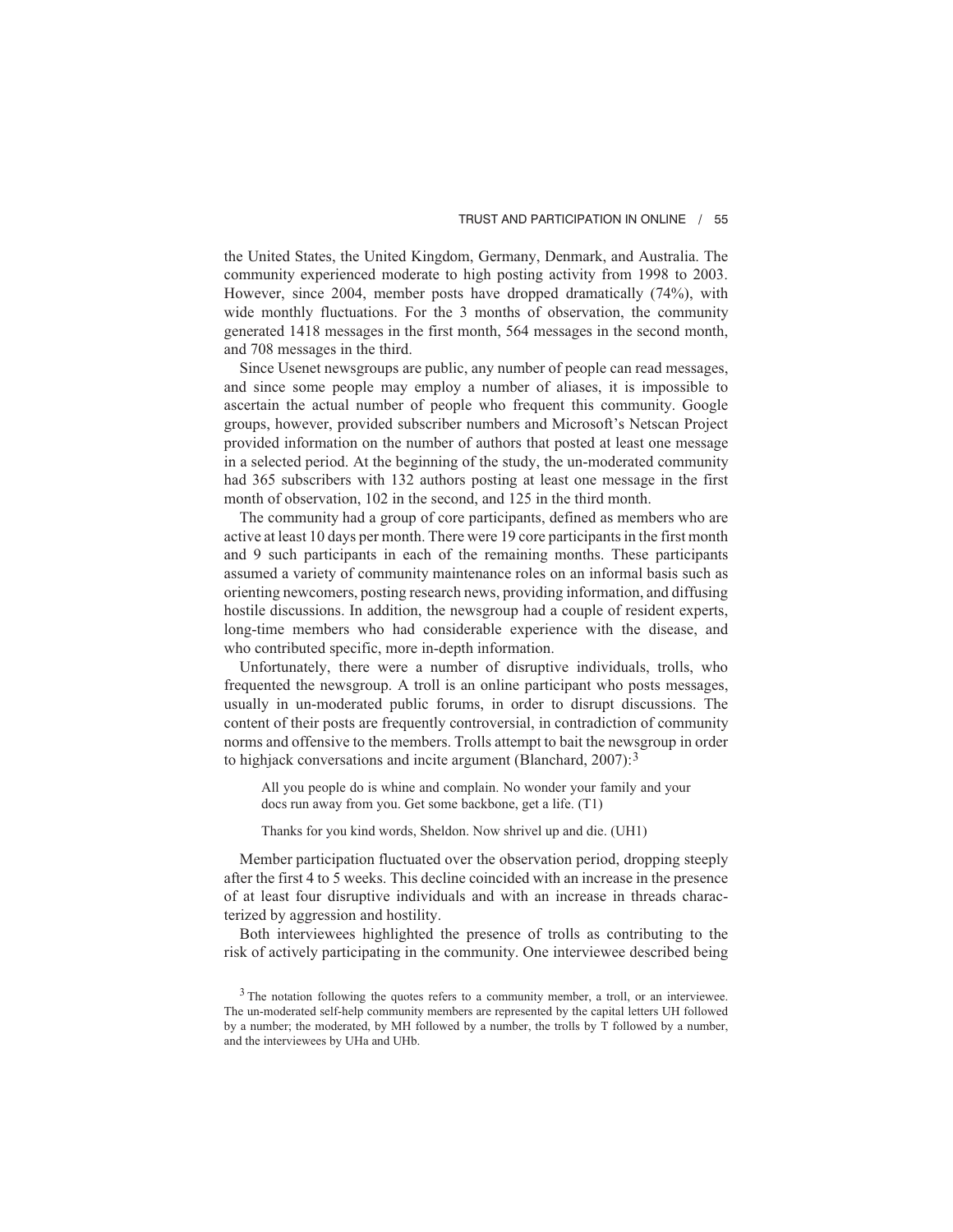the United States, the United Kingdom, Germany, Denmark, and Australia. The community experienced moderate to high posting activity from 1998 to 2003. However, since 2004, member posts have dropped dramatically (74%), with wide monthly fluctuations. For the 3 months of observation, the community generated 1418 messages in the first month, 564 messages in the second month, and 708 messages in the third.

Since Usenet newsgroups are public, any number of people can read messages, and since some people may employ a number of aliases, it is impossible to ascertain the actual number of people who frequent this community. Google groups, however, provided subscriber numbers and Microsoft's Netscan Project provided information on the number of authors that posted at least one message in a selected period. At the beginning of the study, the un-moderated community had 365 subscribers with 132 authors posting at least one message in the first month of observation, 102 in the second, and 125 in the third month.

The community had a group of core participants, defined as members who are active at least 10 days per month. There were 19 core participants in the first month and 9 such participants in each of the remaining months. These participants assumed a variety of community maintenance roles on an informal basis such as orienting newcomers, posting research news, providing information, and diffusing hostile discussions. In addition, the newsgroup had a couple of resident experts, long-time members who had considerable experience with the disease, and who contributed specific, more in-depth information.

Unfortunately, there were a number of disruptive individuals, trolls, who frequented the newsgroup. A troll is an online participant who posts messages, usually in un-moderated public forums, in order to disrupt discussions. The content of their posts are frequently controversial, in contradiction of community norms and offensive to the members. Trolls attempt to bait the newsgroup in order to highjack conversations and incite argument (Blanchard, 2007):[3]

> All you people do is whine and complain. No wonder your family and your docs run away from you. Get some backbone, get a life. (T1)

> Thanks for you kind words, Sheldon. Now shrivel up and die. (UH1)

Member participation fluctuated over the observation period, dropping steeply after the first 4 to 5 weeks. This decline coincided with an increase in the presence of at least four disruptive individuals and with an increase in threads characterized by aggression and hostility.

Both interviewees highlighted the presence of trolls as contributing to the risk of actively participating in the community. One interviewee described being

[3] The notation following the quotes refers to a community member, a troll, or an interviewee. The un-moderated self-help community members are represented by the capital letters UH followed by a number; the moderated, by MH followed by a number, the trolls by T followed by a number, and the interviewees by UHa and UHb.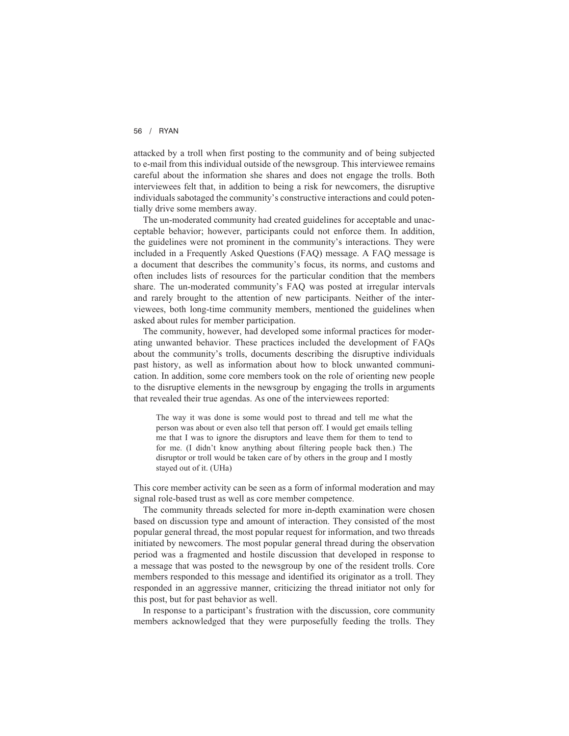attacked by a troll when first posting to the community and of being subjected to e-mail from this individual outside of the newsgroup. This interviewee remains careful about the information she shares and does not engage the trolls. Both interviewees felt that, in addition to being a risk for newcomers, the disruptive individuals sabotaged the community's constructive interactions and could potentially drive some members away.

The un-moderated community had created guidelines for acceptable and unacceptable behavior; however, participants could not enforce them. In addition, the guidelines were not prominent in the community's interactions. They were included in a Frequently Asked Questions (FAQ) message. A FAQ message is a document that describes the community's focus, its norms, and customs and often includes lists of resources for the particular condition that the members share. The un-moderated community's FAQ was posted at irregular intervals and rarely brought to the attention of new participants. Neither of the interviewees, both long-time community members, mentioned the guidelines when asked about rules for member participation.

The community, however, had developed some informal practices for moderating unwanted behavior. These practices included the development of FAQs about the community's trolls, documents describing the disruptive individuals past history, as well as information about how to block unwanted communication. In addition, some core members took on the role of orienting new people to the disruptive elements in the newsgroup by engaging the trolls in arguments that revealed their true agendas. As one of the interviewees reported:

> The way it was done is some would post to thread and tell me what the person was about or even also tell that person off. I would get emails telling me that I was to ignore the disruptors and leave them for them to tend to for me. (I didn't know anything about filtering people back then.) The disruptor or troll would be taken care of by others in the group and I mostly stayed out of it. (UHa)

This core member activity can be seen as a form of informal moderation and may signal role-based trust as well as core member competence.

The community threads selected for more in-depth examination were chosen based on discussion type and amount of interaction. They consisted of the most popular general thread, the most popular request for information, and two threads initiated by newcomers. The most popular general thread during the observation period was a fragmented and hostile discussion that developed in response to a message that was posted to the newsgroup by one of the resident trolls. Core members responded to this message and identified its originator as a troll. They responded in an aggressive manner, criticizing the thread initiator not only for this post, but for past behavior as well.

In response to a participant's frustration with the discussion, core community members acknowledged that they were purposefully feeding the trolls. They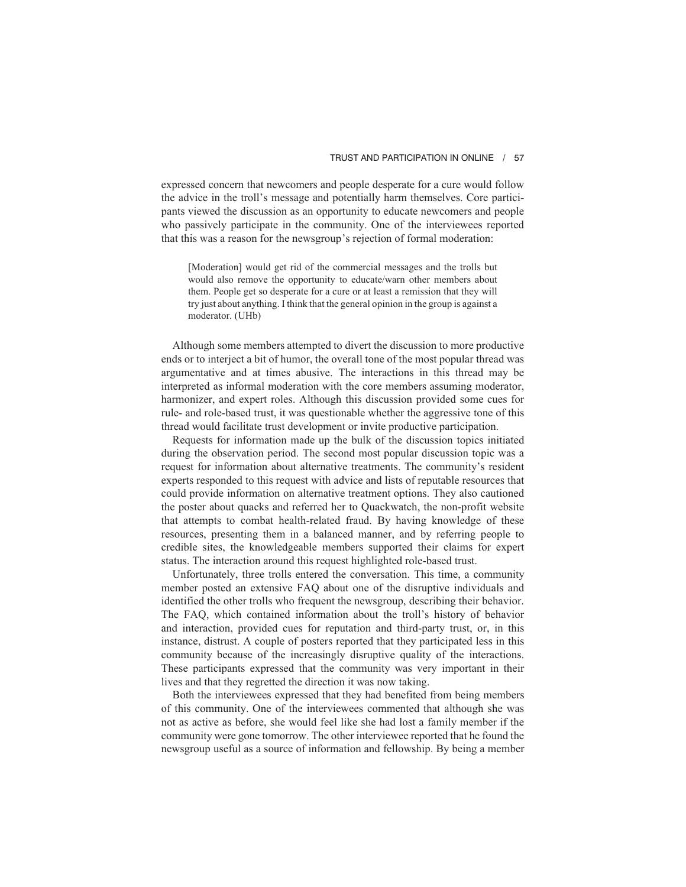expressed concern that newcomers and people desperate for a cure would follow the advice in the troll's message and potentially harm themselves. Core participants viewed the discussion as an opportunity to educate newcomers and people who passively participate in the community. One of the interviewees reported that this was a reason for the newsgroup's rejection of formal moderation:

> [Moderation] would get rid of the commercial messages and the trolls but would also remove the opportunity to educate/warn other members about them. People get so desperate for a cure or at least a remission that they will try just about anything. I think that the general opinion in the group is against a moderator. (UHb)

Although some members attempted to divert the discussion to more productive ends or to interject a bit of humor, the overall tone of the most popular thread was argumentative and at times abusive. The interactions in this thread may be interpreted as informal moderation with the core members assuming moderator, harmonizer, and expert roles. Although this discussion provided some cues for rule- and role-based trust, it was questionable whether the aggressive tone of this thread would facilitate trust development or invite productive participation.

Requests for information made up the bulk of the discussion topics initiated during the observation period. The second most popular discussion topic was a request for information about alternative treatments. The community's resident experts responded to this request with advice and lists of reputable resources that could provide information on alternative treatment options. They also cautioned the poster about quacks and referred her to Quackwatch, the non-profit website that attempts to combat health-related fraud. By having knowledge of these resources, presenting them in a balanced manner, and by referring people to credible sites, the knowledgeable members supported their claims for expert status. The interaction around this request highlighted role-based trust.

Unfortunately, three trolls entered the conversation. This time, a community member posted an extensive FAQ about one of the disruptive individuals and identified the other trolls who frequent the newsgroup, describing their behavior. The FAQ, which contained information about the troll's history of behavior and interaction, provided cues for reputation and third-party trust, or, in this instance, distrust. A couple of posters reported that they participated less in this community because of the increasingly disruptive quality of the interactions. These participants expressed that the community was very important in their lives and that they regretted the direction it was now taking.

Both the interviewees expressed that they had benefited from being members of this community. One of the interviewees commented that although she was not as active as before, she would feel like she had lost a family member if the community were gone tomorrow. The other interviewee reported that he found the newsgroup useful as a source of information and fellowship. By being a member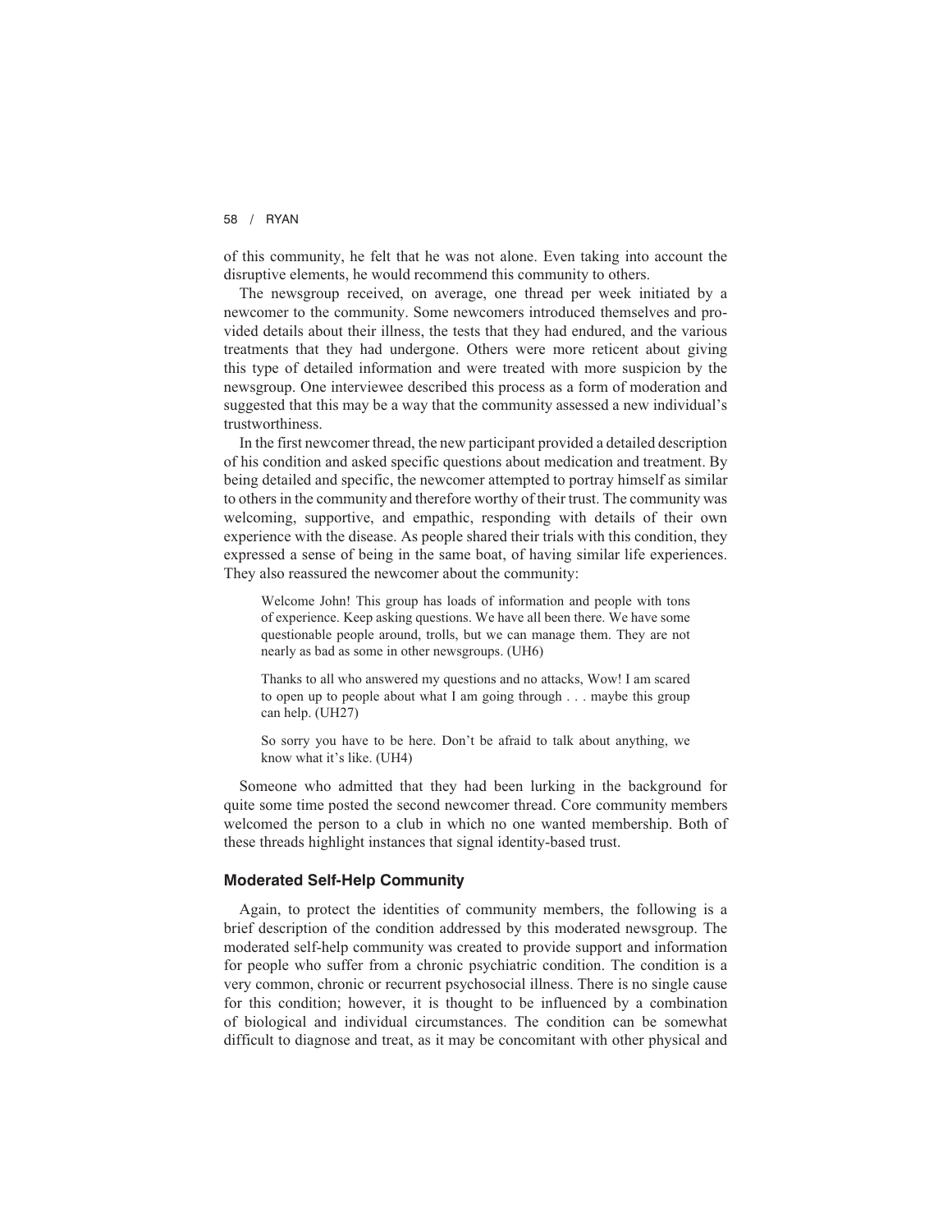of this community, he felt that he was not alone. Even taking into account the disruptive elements, he would recommend this community to others.

The newsgroup received, on average, one thread per week initiated by a newcomer to the community. Some newcomers introduced themselves and provided details about their illness, the tests that they had endured, and the various treatments that they had undergone. Others were more reticent about giving this type of detailed information and were treated with more suspicion by the newsgroup. One interviewee described this process as a form of moderation and suggested that this may be a way that the community assessed a new individual's trustworthiness.

In the first newcomer thread, the new participant provided a detailed description of his condition and asked specific questions about medication and treatment. By being detailed and specific, the newcomer attempted to portray himself as similar to others in the community and therefore worthy of their trust. The community was welcoming, supportive, and empathic, responding with details of their own experience with the disease. As people shared their trials with this condition, they expressed a sense of being in the same boat, of having similar life experiences. They also reassured the newcomer about the community:

> Welcome John! This group has loads of information and people with tons of experience. Keep asking questions. We have all been there. We have some questionable people around, trolls, but we can manage them. They are not nearly as bad as some in other newsgroups. (UH6)

> Thanks to all who answered my questions and no attacks, Wow! I am scared to open up to people about what I am going through . . . maybe this group can help. (UH27)

> So sorry you have to be here. Don't be afraid to talk about anything, we know what it's like. (UH4)

Someone who admitted that they had been lurking in the background for quite some time posted the second newcomer thread. Core community members welcomed the person to a club in which no one wanted membership. Both of these threads highlight instances that signal identity-based trust.

### Moderated Self-Help Community

Again, to protect the identities of community members, the following is a brief description of the condition addressed by this moderated newsgroup. The moderated self-help community was created to provide support and information for people who suffer from a chronic psychiatric condition. The condition is a very common, chronic or recurrent psychosocial illness. There is no single cause for this condition; however, it is thought to be influenced by a combination of biological and individual circumstances. The condition can be somewhat difficult to diagnose and treat, as it may be concomitant with other physical and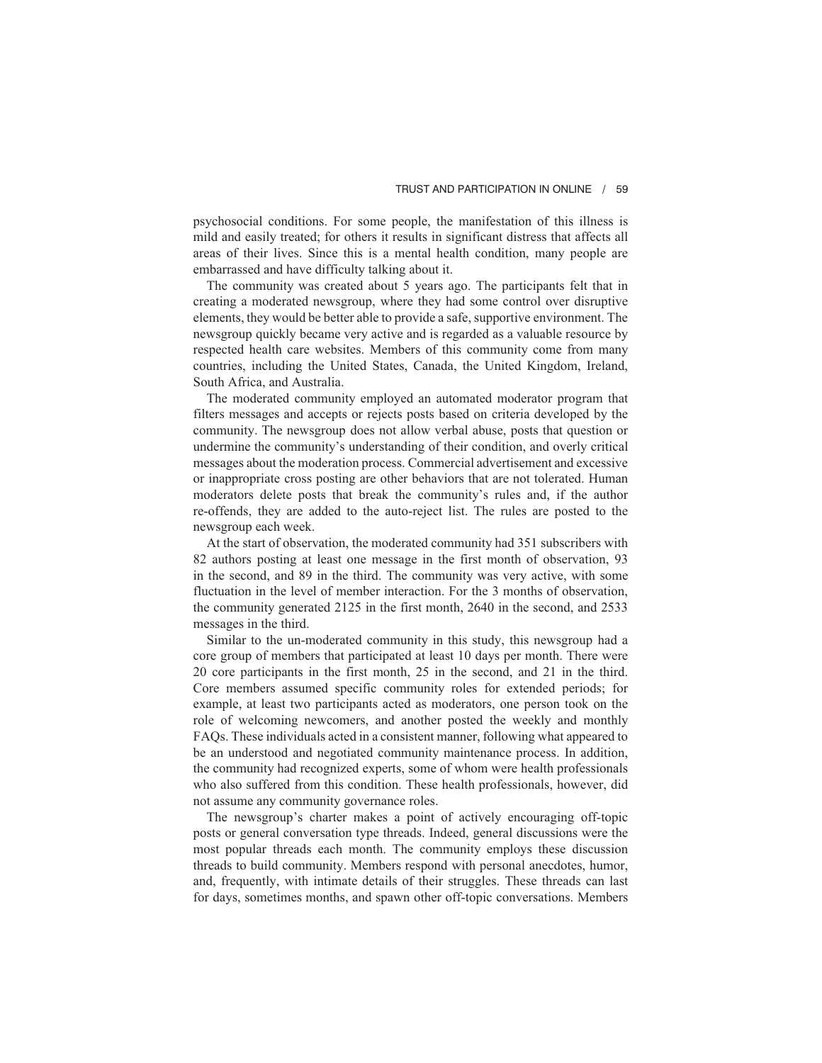psychosocial conditions. For some people, the manifestation of this illness is mild and easily treated; for others it results in significant distress that affects all areas of their lives. Since this is a mental health condition, many people are embarrassed and have difficulty talking about it.

The community was created about 5 years ago. The participants felt that in creating a moderated newsgroup, where they had some control over disruptive elements, they would be better able to provide a safe, supportive environment. The newsgroup quickly became very active and is regarded as a valuable resource by respected health care websites. Members of this community come from many countries, including the United States, Canada, the United Kingdom, Ireland, South Africa, and Australia.

The moderated community employed an automated moderator program that filters messages and accepts or rejects posts based on criteria developed by the community. The newsgroup does not allow verbal abuse, posts that question or undermine the community's understanding of their condition, and overly critical messages about the moderation process. Commercial advertisement and excessive or inappropriate cross posting are other behaviors that are not tolerated. Human moderators delete posts that break the community's rules and, if the author re-offends, they are added to the auto-reject list. The rules are posted to the newsgroup each week.

At the start of observation, the moderated community had 351 subscribers with 82 authors posting at least one message in the first month of observation, 93 in the second, and 89 in the third. The community was very active, with some fluctuation in the level of member interaction. For the 3 months of observation, the community generated 2125 in the first month, 2640 in the second, and 2533 messages in the third.

Similar to the un-moderated community in this study, this newsgroup had a core group of members that participated at least 10 days per month. There were 20 core participants in the first month, 25 in the second, and 21 in the third. Core members assumed specific community roles for extended periods; for example, at least two participants acted as moderators, one person took on the role of welcoming newcomers, and another posted the weekly and monthly FAQs. These individuals acted in a consistent manner, following what appeared to be an understood and negotiated community maintenance process. In addition, the community had recognized experts, some of whom were health professionals who also suffered from this condition. These health professionals, however, did not assume any community governance roles.

The newsgroup's charter makes a point of actively encouraging off-topic posts or general conversation type threads. Indeed, general discussions were the most popular threads each month. The community employs these discussion threads to build community. Members respond with personal anecdotes, humor, and, frequently, with intimate details of their struggles. These threads can last for days, sometimes months, and spawn other off-topic conversations. Members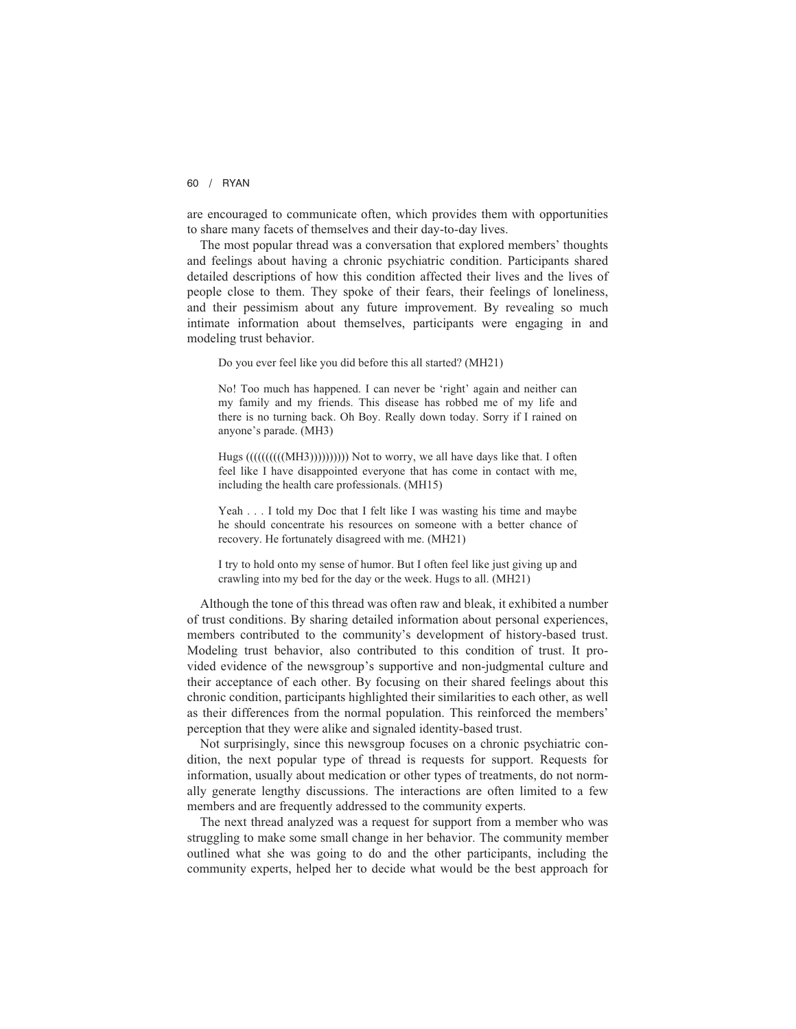are encouraged to communicate often, which provides them with opportunities to share many facets of themselves and their day-to-day lives.

The most popular thread was a conversation that explored members' thoughts and feelings about having a chronic psychiatric condition. Participants shared detailed descriptions of how this condition affected their lives and the lives of people close to them. They spoke of their fears, their feelings of loneliness, and their pessimism about any future improvement. By revealing so much intimate information about themselves, participants were engaging in and modeling trust behavior.

> Do you ever feel like you did before this all started? (MH21)
>
> No! Too much has happened. I can never be 'right' again and neither can my family and my friends. This disease has robbed me of my life and there is no turning back. Oh Boy. Really down today. Sorry if I rained on anyone's parade. (MH3)
>
> Hugs ((((((((((MH3)))))))))) Not to worry, we all have days like that. I often feel like I have disappointed everyone that has come in contact with me, including the health care professionals. (MH15)
>
> Yeah . . . I told my Doc that I felt like I was wasting his time and maybe he should concentrate his resources on someone with a better chance of recovery. He fortunately disagreed with me. (MH21)
>
> I try to hold onto my sense of humor. But I often feel like just giving up and crawling into my bed for the day or the week. Hugs to all. (MH21)

Although the tone of this thread was often raw and bleak, it exhibited a number of trust conditions. By sharing detailed information about personal experiences, members contributed to the community's development of history-based trust. Modeling trust behavior, also contributed to this condition of trust. It provided evidence of the newsgroup's supportive and non-judgmental culture and their acceptance of each other. By focusing on their shared feelings about this chronic condition, participants highlighted their similarities to each other, as well as their differences from the normal population. This reinforced the members' perception that they were alike and signaled identity-based trust.

Not surprisingly, since this newsgroup focuses on a chronic psychiatric condition, the next popular type of thread is requests for support. Requests for information, usually about medication or other types of treatments, do not normally generate lengthy discussions. The interactions are often limited to a few members and are frequently addressed to the community experts.

The next thread analyzed was a request for support from a member who was struggling to make some small change in her behavior. The community member outlined what she was going to do and the other participants, including the community experts, helped her to decide what would be the best approach for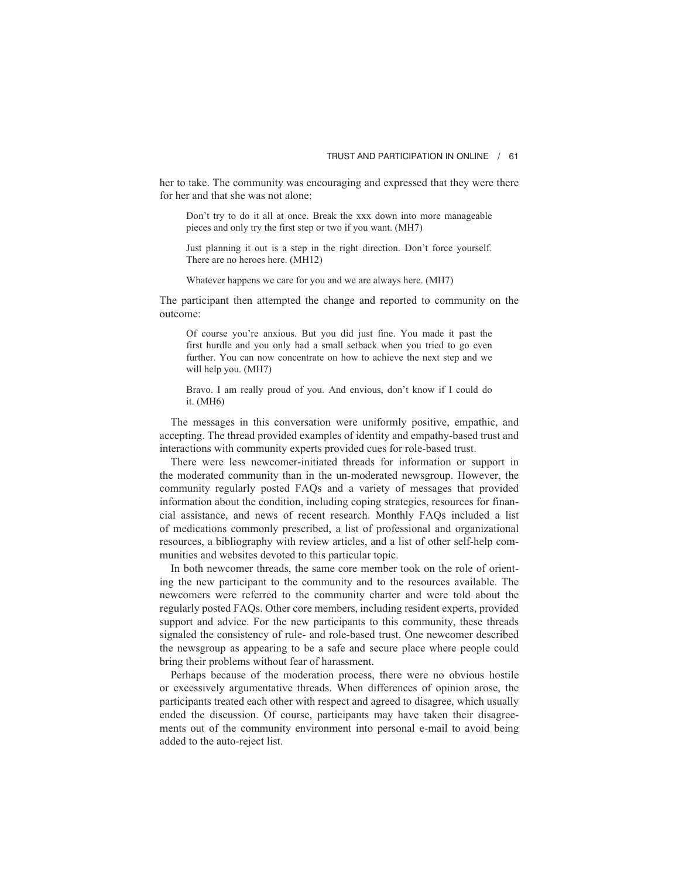her to take. The community was encouraging and expressed that they were there for her and that she was not alone:

> Don't try to do it all at once. Break the xxx down into more manageable pieces and only try the first step or two if you want. (MH7)

> Just planning it out is a step in the right direction. Don't force yourself. There are no heroes here. (MH12)

> Whatever happens we care for you and we are always here. (MH7)

The participant then attempted the change and reported to community on the outcome:

> Of course you're anxious. But you did just fine. You made it past the first hurdle and you only had a small setback when you tried to go even further. You can now concentrate on how to achieve the next step and we will help you. (MH7)

> Bravo. I am really proud of you. And envious, don't know if I could do it. (MH6)

The messages in this conversation were uniformly positive, empathic, and accepting. The thread provided examples of identity and empathy-based trust and interactions with community experts provided cues for role-based trust.

There were less newcomer-initiated threads for information or support in the moderated community than in the un-moderated newsgroup. However, the community regularly posted FAQs and a variety of messages that provided information about the condition, including coping strategies, resources for financial assistance, and news of recent research. Monthly FAQs included a list of medications commonly prescribed, a list of professional and organizational resources, a bibliography with review articles, and a list of other self-help communities and websites devoted to this particular topic.

In both newcomer threads, the same core member took on the role of orienting the new participant to the community and to the resources available. The newcomers were referred to the community charter and were told about the regularly posted FAQs. Other core members, including resident experts, provided support and advice. For the new participants to this community, these threads signaled the consistency of rule- and role-based trust. One newcomer described the newsgroup as appearing to be a safe and secure place where people could bring their problems without fear of harassment.

Perhaps because of the moderation process, there were no obvious hostile or excessively argumentative threads. When differences of opinion arose, the participants treated each other with respect and agreed to disagree, which usually ended the discussion. Of course, participants may have taken their disagreements out of the community environment into personal e-mail to avoid being added to the auto-reject list.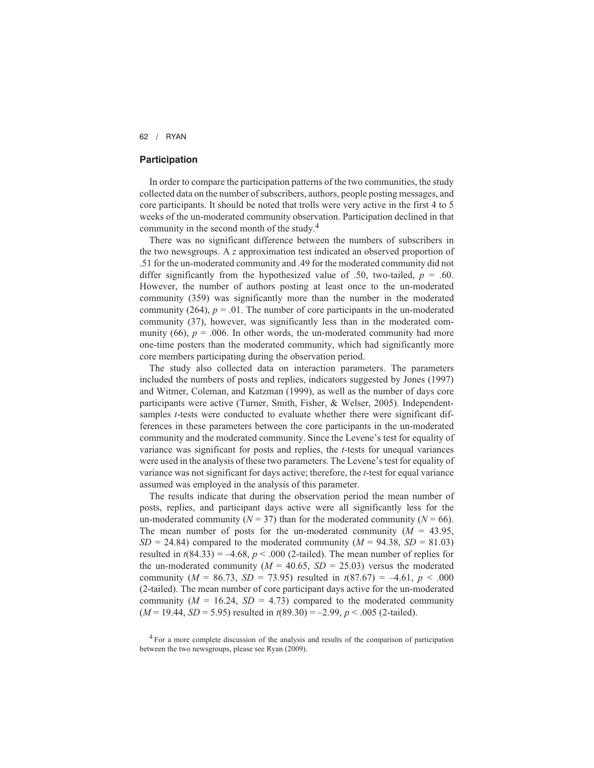## Participation

In order to compare the participation patterns of the two communities, the study collected data on the number of subscribers, authors, people posting messages, and core participants. It should be noted that trolls were very active in the first 4 to 5 weeks of the un-moderated community observation. Participation declined in that community in the second month of the study.[4]

There was no significant difference between the numbers of subscribers in the two newsgroups. A *z* approximation test indicated an observed proportion of .51 for the un-moderated community and .49 for the moderated community did not differ significantly from the hypothesized value of .50, two-tailed, $p = .60$. However, the number of authors posting at least once to the un-moderated community (359) was significantly more than the number in the moderated community (264), $p = .01$. The number of core participants in the un-moderated community (37), however, was significantly less than in the moderated community (66), $p = .006$. In other words, the un-moderated community had more one-time posters than the moderated community, which had significantly more core members participating during the observation period.

The study also collected data on interaction parameters. The parameters included the numbers of posts and replies, indicators suggested by Jones (1997) and Witmer, Coleman, and Katzman (1999), as well as the number of days core participants were active (Turner, Smith, Fisher, & Welser, 2005). Independent-samples *t*-tests were conducted to evaluate whether there were significant differences in these parameters between the core participants in the un-moderated community and the moderated community. Since the Levene's test for equality of variance was significant for posts and replies, the *t*-tests for unequal variances were used in the analysis of these two parameters. The Levene's test for equality of variance was not significant for days active; therefore, the *t*-test for equal variance assumed was employed in the analysis of this parameter.

The results indicate that during the observation period the mean number of posts, replies, and participant days active were all significantly less for the un-moderated community ($N = 37$) than for the moderated community ($N = 66$). The mean number of posts for the un-moderated community ($M = 43.95$, $SD = 24.84$) compared to the moderated community ($M = 94.38$, $SD = 81.03$) resulted in $t(84.33) = –4.68$, $p < .000$ (2-tailed). The mean number of replies for the un-moderated community ($M = 40.65$, $SD = 25.03$) versus the moderated community ($M = 86.73$, $SD = 73.95$) resulted in $t(87.67) = –4.61$, $p < .000$ (2-tailed). The mean number of core participant days active for the un-moderated community ($M = 16.24$, $SD = 4.73$) compared to the moderated community ($M = 19.44$, $SD = 5.95$) resulted in $t(89.30) = –2.99$, $p < .005$ (2-tailed).

[4] For a more complete discussion of the analysis and results of the comparison of participation between the two newsgroups, please see Ryan (2009).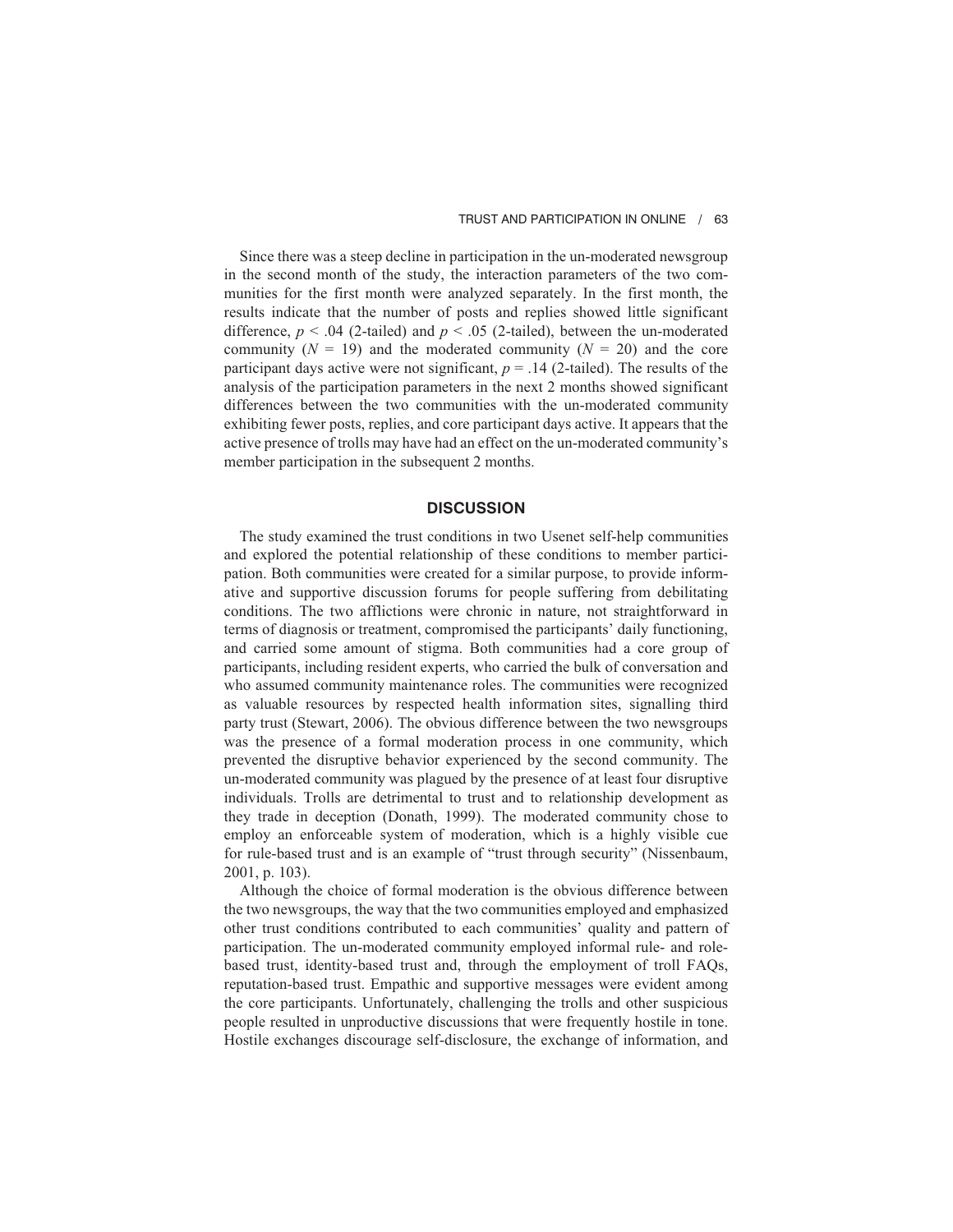Since there was a steep decline in participation in the un-moderated newsgroup in the second month of the study, the interaction parameters of the two communities for the first month were analyzed separately. In the first month, the results indicate that the number of posts and replies showed little significant difference, $p < .04$ (2-tailed) and $p < .05$ (2-tailed), between the un-moderated community ($N = 19$) and the moderated community ($N = 20$) and the core participant days active were not significant, $p = .14$ (2-tailed). The results of the analysis of the participation parameters in the next 2 months showed significant differences between the two communities with the un-moderated community exhibiting fewer posts, replies, and core participant days active. It appears that the active presence of trolls may have had an effect on the un-moderated community's member participation in the subsequent 2 months.

## DISCUSSION

The study examined the trust conditions in two Usenet self-help communities and explored the potential relationship of these conditions to member participation. Both communities were created for a similar purpose, to provide informative and supportive discussion forums for people suffering from debilitating conditions. The two afflictions were chronic in nature, not straightforward in terms of diagnosis or treatment, compromised the participants' daily functioning, and carried some amount of stigma. Both communities had a core group of participants, including resident experts, who carried the bulk of conversation and who assumed community maintenance roles. The communities were recognized as valuable resources by respected health information sites, signalling third party trust (Stewart, 2006). The obvious difference between the two newsgroups was the presence of a formal moderation process in one community, which prevented the disruptive behavior experienced by the second community. The un-moderated community was plagued by the presence of at least four disruptive individuals. Trolls are detrimental to trust and to relationship development as they trade in deception (Donath, 1999). The moderated community chose to employ an enforceable system of moderation, which is a highly visible cue for rule-based trust and is an example of "trust through security" (Nissenbaum, 2001, p. 103).

Although the choice of formal moderation is the obvious difference between the two newsgroups, the way that the two communities employed and emphasized other trust conditions contributed to each communities' quality and pattern of participation. The un-moderated community employed informal rule- and role-based trust, identity-based trust and, through the employment of troll FAQs, reputation-based trust. Empathic and supportive messages were evident among the core participants. Unfortunately, challenging the trolls and other suspicious people resulted in unproductive discussions that were frequently hostile in tone. Hostile exchanges discourage self-disclosure, the exchange of information, and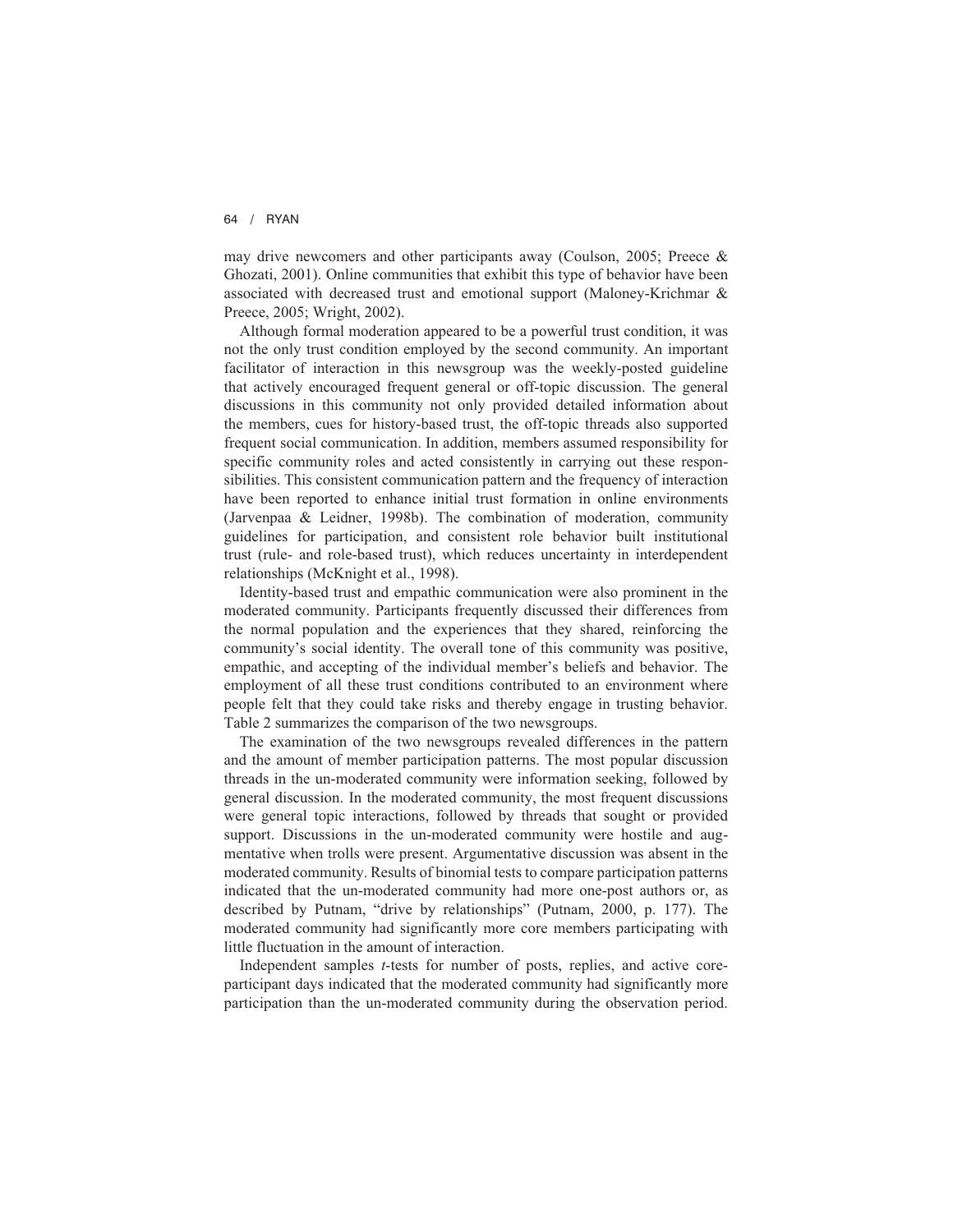may drive newcomers and other participants away (Coulson, 2005; Preece & Ghozati, 2001). Online communities that exhibit this type of behavior have been associated with decreased trust and emotional support (Maloney-Krichmar & Preece, 2005; Wright, 2002).

Although formal moderation appeared to be a powerful trust condition, it was not the only trust condition employed by the second community. An important facilitator of interaction in this newsgroup was the weekly-posted guideline that actively encouraged frequent general or off-topic discussion. The general discussions in this community not only provided detailed information about the members, cues for history-based trust, the off-topic threads also supported frequent social communication. In addition, members assumed responsibility for specific community roles and acted consistently in carrying out these responsibilities. This consistent communication pattern and the frequency of interaction have been reported to enhance initial trust formation in online environments (Jarvenpaa & Leidner, 1998b). The combination of moderation, community guidelines for participation, and consistent role behavior built institutional trust (rule- and role-based trust), which reduces uncertainty in interdependent relationships (McKnight et al., 1998).

Identity-based trust and empathic communication were also prominent in the moderated community. Participants frequently discussed their differences from the normal population and the experiences that they shared, reinforcing the community's social identity. The overall tone of this community was positive, empathic, and accepting of the individual member's beliefs and behavior. The employment of all these trust conditions contributed to an environment where people felt that they could take risks and thereby engage in trusting behavior. Table 2 summarizes the comparison of the two newsgroups.

The examination of the two newsgroups revealed differences in the pattern and the amount of member participation patterns. The most popular discussion threads in the un-moderated community were information seeking, followed by general discussion. In the moderated community, the most frequent discussions were general topic interactions, followed by threads that sought or provided support. Discussions in the un-moderated community were hostile and augmentative when trolls were present. Argumentative discussion was absent in the moderated community. Results of binomial tests to compare participation patterns indicated that the un-moderated community had more one-post authors or, as described by Putnam, "drive by relationships" (Putnam, 2000, p. 177). The moderated community had significantly more core members participating with little fluctuation in the amount of interaction.

Independent samples *t*-tests for number of posts, replies, and active core-participant days indicated that the moderated community had significantly more participation than the un-moderated community during the observation period.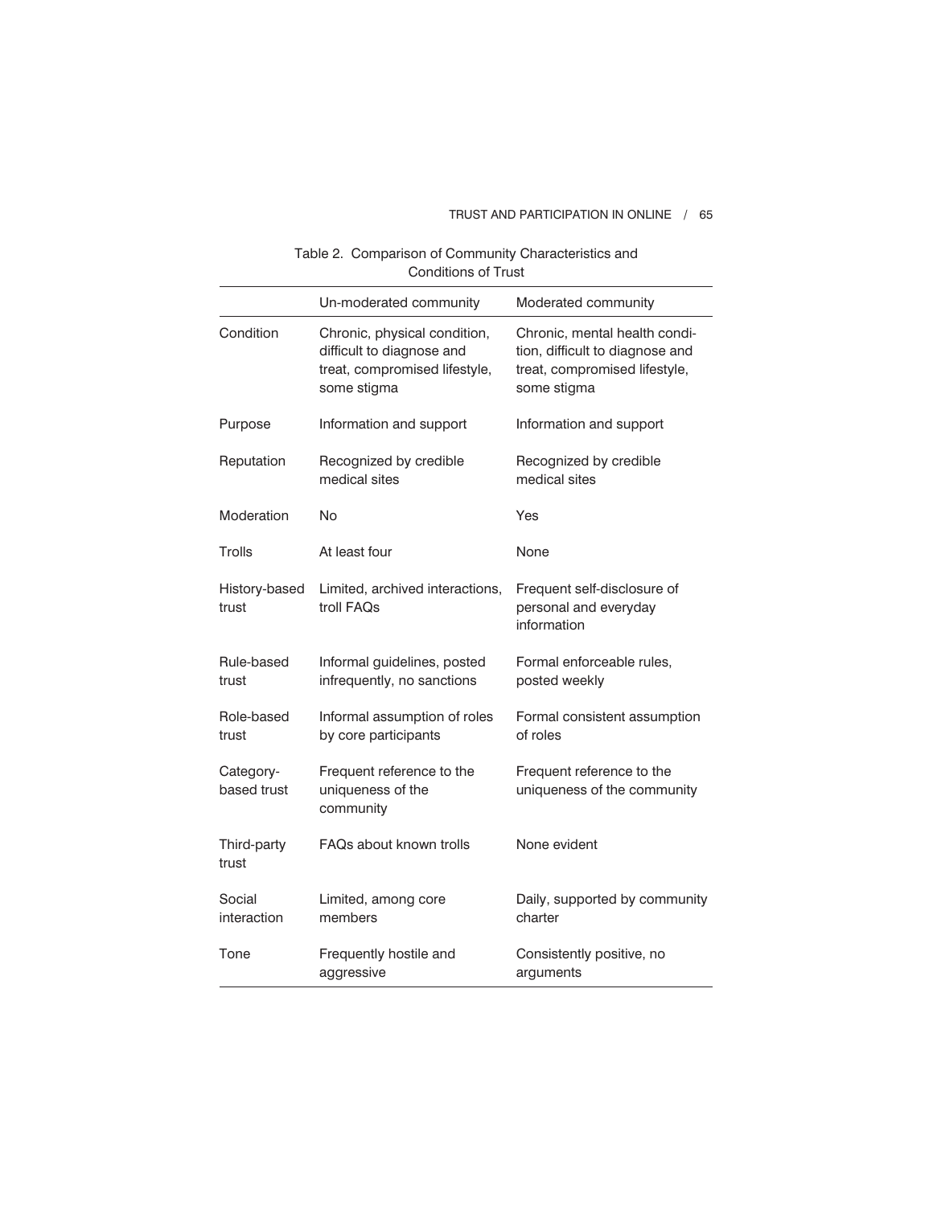Table 2. Comparison of Community Characteristics and Conditions of Trust

| | Un-moderated community | Moderated community |
|---|---|---|
| Condition | Chronic, physical condition, difficult to diagnose and treat, compromised lifestyle, some stigma | Chronic, mental health condition, difficult to diagnose and treat, compromised lifestyle, some stigma |
| Purpose | Information and support | Information and support |
| Reputation | Recognized by credible medical sites | Recognized by credible medical sites |
| Moderation | No | Yes |
| Trolls | At least four | None |
| History-based trust | Limited, archived interactions, troll FAQs | Frequent self-disclosure of personal and everyday information |
| Rule-based trust | Informal guidelines, posted infrequently, no sanctions | Formal enforceable rules, posted weekly |
| Role-based trust | Informal assumption of roles by core participants | Formal consistent assumption of roles |
| Category-based trust | Frequent reference to the uniqueness of the community | Frequent reference to the uniqueness of the community |
| Third-party trust | FAQs about known trolls | None evident |
| Social interaction | Limited, among core members | Daily, supported by community charter |
| Tone | Frequently hostile and aggressive | Consistently positive, no arguments |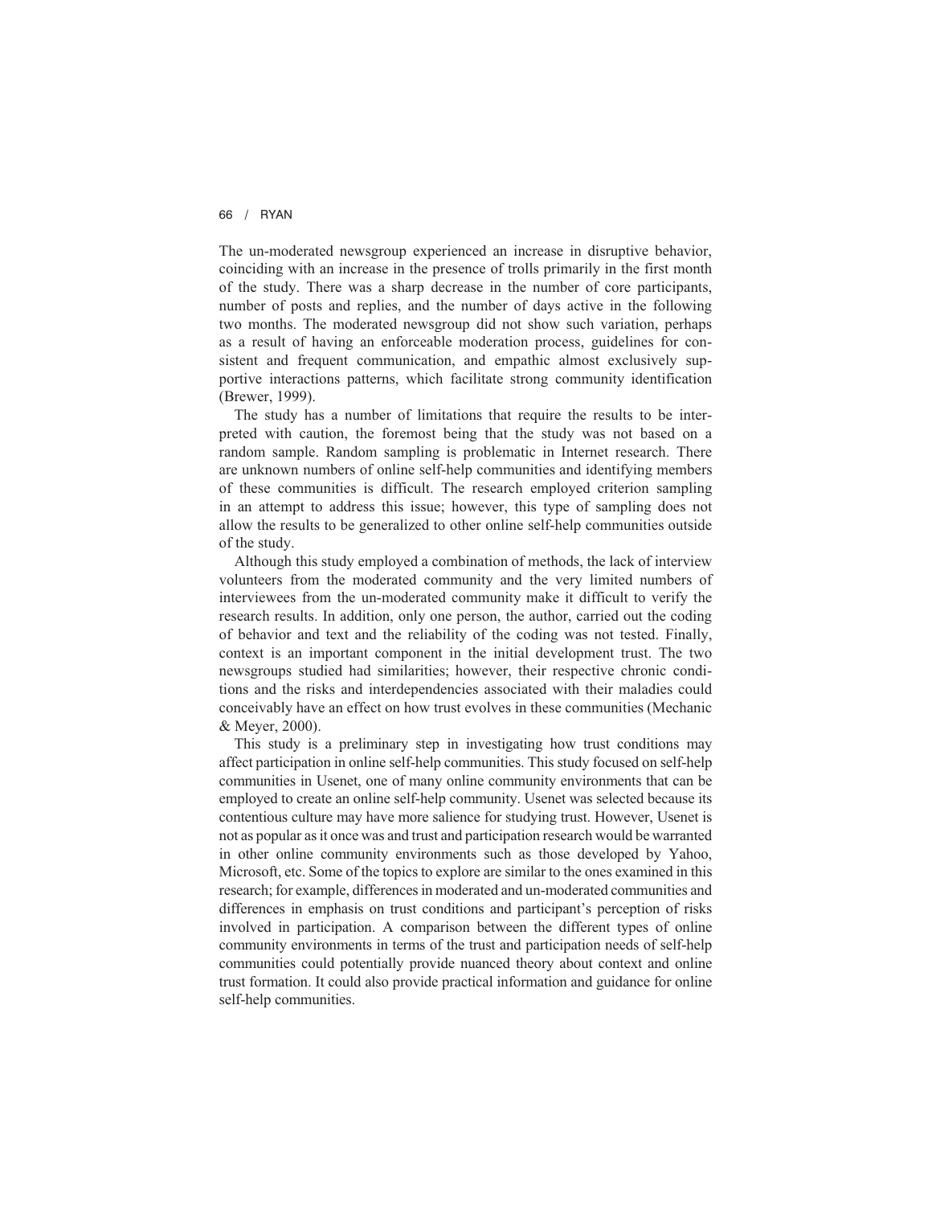The un-moderated newsgroup experienced an increase in disruptive behavior, coinciding with an increase in the presence of trolls primarily in the first month of the study. There was a sharp decrease in the number of core participants, number of posts and replies, and the number of days active in the following two months. The moderated newsgroup did not show such variation, perhaps as a result of having an enforceable moderation process, guidelines for consistent and frequent communication, and empathic almost exclusively supportive interactions patterns, which facilitate strong community identification (Brewer, 1999).

The study has a number of limitations that require the results to be interpreted with caution, the foremost being that the study was not based on a random sample. Random sampling is problematic in Internet research. There are unknown numbers of online self-help communities and identifying members of these communities is difficult. The research employed criterion sampling in an attempt to address this issue; however, this type of sampling does not allow the results to be generalized to other online self-help communities outside of the study.

Although this study employed a combination of methods, the lack of interview volunteers from the moderated community and the very limited numbers of interviewees from the un-moderated community make it difficult to verify the research results. In addition, only one person, the author, carried out the coding of behavior and text and the reliability of the coding was not tested. Finally, context is an important component in the initial development trust. The two newsgroups studied had similarities; however, their respective chronic conditions and the risks and interdependencies associated with their maladies could conceivably have an effect on how trust evolves in these communities (Mechanic & Meyer, 2000).

This study is a preliminary step in investigating how trust conditions may affect participation in online self-help communities. This study focused on self-help communities in Usenet, one of many online community environments that can be employed to create an online self-help community. Usenet was selected because its contentious culture may have more salience for studying trust. However, Usenet is not as popular as it once was and trust and participation research would be warranted in other online community environments such as those developed by Yahoo, Microsoft, etc. Some of the topics to explore are similar to the ones examined in this research; for example, differences in moderated and un-moderated communities and differences in emphasis on trust conditions and participant's perception of risks involved in participation. A comparison between the different types of online community environments in terms of the trust and participation needs of self-help communities could potentially provide nuanced theory about context and online trust formation. It could also provide practical information and guidance for online self-help communities.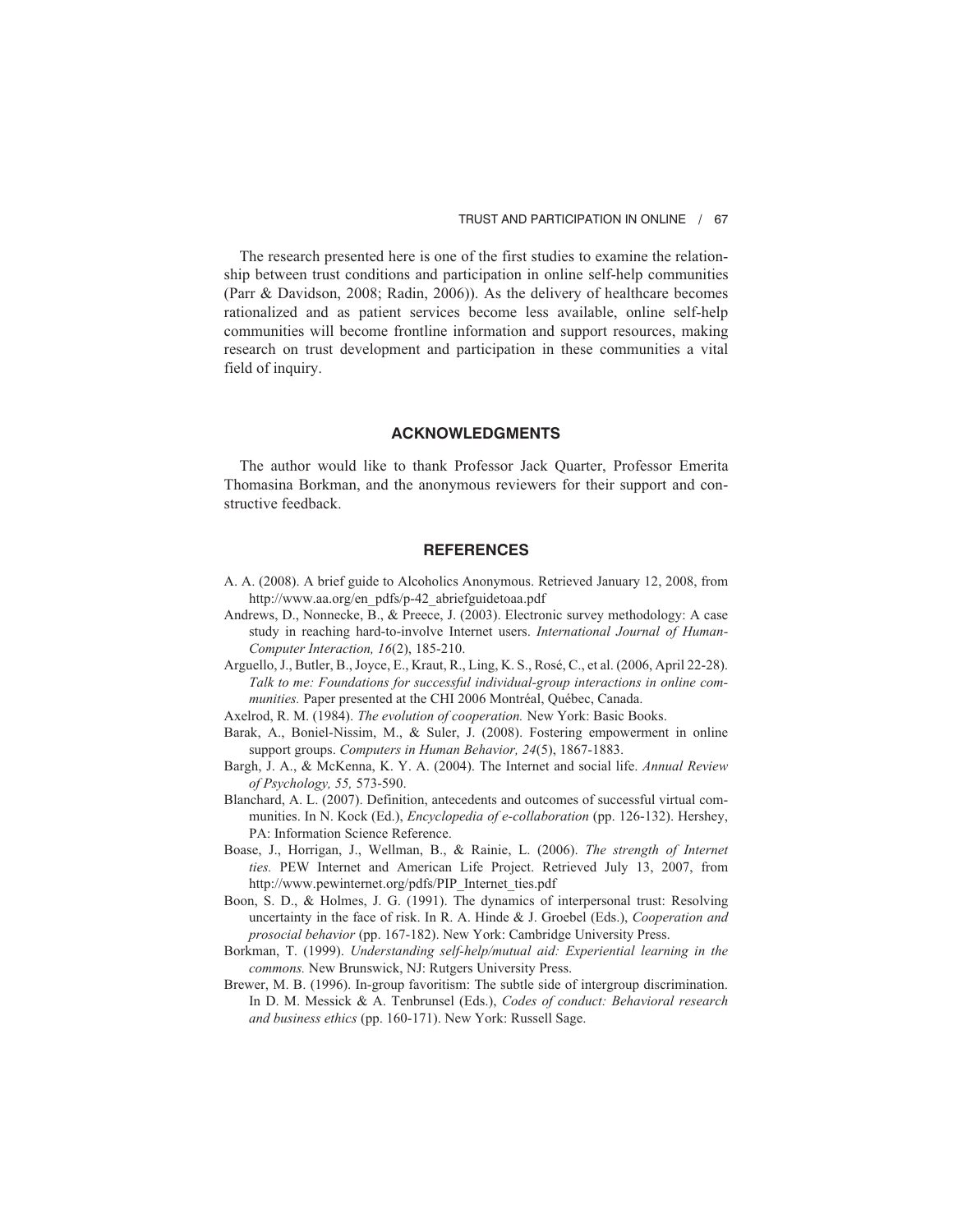The research presented here is one of the first studies to examine the relationship between trust conditions and participation in online self-help communities (Parr & Davidson, 2008; Radin, 2006)). As the delivery of healthcare becomes rationalized and as patient services become less available, online self-help communities will become frontline information and support resources, making research on trust development and participation in these communities a vital field of inquiry.

## ACKNOWLEDGMENTS

The author would like to thank Professor Jack Quarter, Professor Emerita Thomasina Borkman, and the anonymous reviewers for their support and constructive feedback.

## REFERENCES

A. A. (2008). A brief guide to Alcoholics Anonymous. Retrieved January 12, 2008, from http://www.aa.org/en_pdfs/p-42_abriefguidetoaa.pdf

Andrews, D., Nonnecke, B., & Preece, J. (2003). Electronic survey methodology: A case study in reaching hard-to-involve Internet users. *International Journal of Human-Computer Interaction, 16*(2), 185-210.

Arguello, J., Butler, B., Joyce, E., Kraut, R., Ling, K. S., Rosé, C., et al. (2006, April 22-28). *Talk to me: Foundations for successful individual-group interactions in online communities.* Paper presented at the CHI 2006 Montréal, Québec, Canada.

Axelrod, R. M. (1984). *The evolution of cooperation.* New York: Basic Books.

Barak, A., Boniel-Nissim, M., & Suler, J. (2008). Fostering empowerment in online support groups. *Computers in Human Behavior, 24*(5), 1867-1883.

Bargh, J. A., & McKenna, K. Y. A. (2004). The Internet and social life. *Annual Review of Psychology, 55,* 573-590.

Blanchard, A. L. (2007). Definition, antecedents and outcomes of successful virtual communities. In N. Kock (Ed.), *Encyclopedia of e-collaboration* (pp. 126-132). Hershey, PA: Information Science Reference.

Boase, J., Horrigan, J., Wellman, B., & Rainie, L. (2006). *The strength of Internet ties.* PEW Internet and American Life Project. Retrieved July 13, 2007, from http://www.pewinternet.org/pdfs/PIP_Internet_ties.pdf

Boon, S. D., & Holmes, J. G. (1991). The dynamics of interpersonal trust: Resolving uncertainty in the face of risk. In R. A. Hinde & J. Groebel (Eds.), *Cooperation and prosocial behavior* (pp. 167-182). New York: Cambridge University Press.

Borkman, T. (1999). *Understanding self-help/mutual aid: Experiential learning in the commons.* New Brunswick, NJ: Rutgers University Press.

Brewer, M. B. (1996). In-group favoritism: The subtle side of intergroup discrimination. In D. M. Messick & A. Tenbrunsel (Eds.), *Codes of conduct: Behavioral research and business ethics* (pp. 160-171). New York: Russell Sage.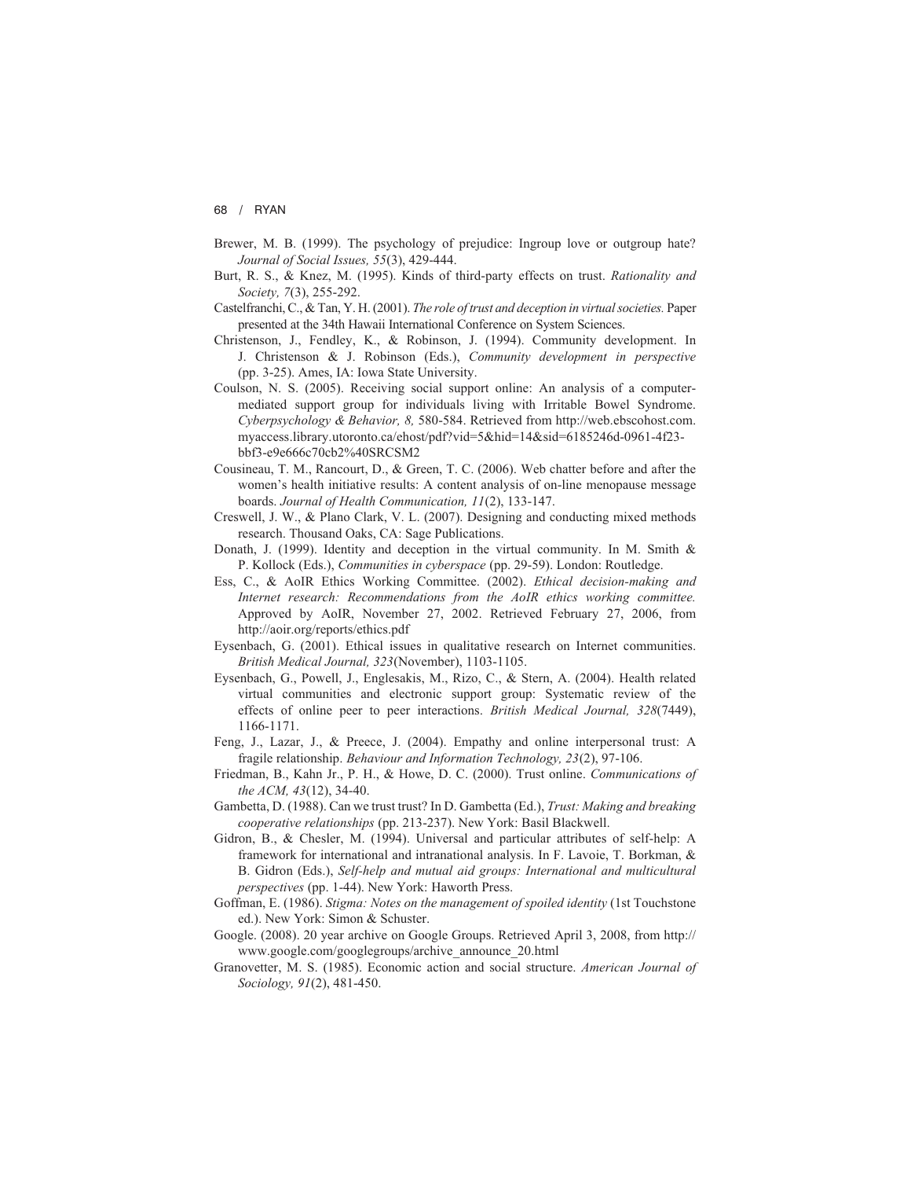Brewer, M. B. (1999). The psychology of prejudice: Ingroup love or outgroup hate? *Journal of Social Issues, 55*(3), 429-444.

Burt, R. S., & Knez, M. (1995). Kinds of third-party effects on trust. *Rationality and Society, 7*(3), 255-292.

Castelfranchi, C., & Tan, Y. H. (2001). *The role of trust and deception in virtual societies.* Paper presented at the 34th Hawaii International Conference on System Sciences.

Christenson, J., Fendley, K., & Robinson, J. (1994). Community development. In J. Christenson & J. Robinson (Eds.), *Community development in perspective* (pp. 3-25). Ames, IA: Iowa State University.

Coulson, N. S. (2005). Receiving social support online: An analysis of a computer-mediated support group for individuals living with Irritable Bowel Syndrome. *Cyberpsychology & Behavior, 8,* 580-584. Retrieved from http://web.ebscohost.com.myaccess.library.utoronto.ca/ehost/pdf?vid=5&hid=14&sid=6185246d-0961-4f23-bbf3-e9e666c70cb2%40SRCSM2

Cousineau, T. M., Rancourt, D., & Green, T. C. (2006). Web chatter before and after the women's health initiative results: A content analysis of on-line menopause message boards. *Journal of Health Communication, 11*(2), 133-147.

Creswell, J. W., & Plano Clark, V. L. (2007). Designing and conducting mixed methods research. Thousand Oaks, CA: Sage Publications.

Donath, J. (1999). Identity and deception in the virtual community. In M. Smith & P. Kollock (Eds.), *Communities in cyberspace* (pp. 29-59). London: Routledge.

Ess, C., & AoIR Ethics Working Committee. (2002). *Ethical decision-making and Internet research: Recommendations from the AoIR ethics working committee.* Approved by AoIR, November 27, 2002. Retrieved February 27, 2006, from http://aoir.org/reports/ethics.pdf

Eysenbach, G. (2001). Ethical issues in qualitative research on Internet communities. *British Medical Journal, 323*(November), 1103-1105.

Eysenbach, G., Powell, J., Englesakis, M., Rizo, C., & Stern, A. (2004). Health related virtual communities and electronic support group: Systematic review of the effects of online peer to peer interactions. *British Medical Journal, 328*(7449), 1166-1171.

Feng, J., Lazar, J., & Preece, J. (2004). Empathy and online interpersonal trust: A fragile relationship. *Behaviour and Information Technology, 23*(2), 97-106.

Friedman, B., Kahn Jr., P. H., & Howe, D. C. (2000). Trust online. *Communications of the ACM, 43*(12), 34-40.

Gambetta, D. (1988). Can we trust trust? In D. Gambetta (Ed.), *Trust: Making and breaking cooperative relationships* (pp. 213-237). New York: Basil Blackwell.

Gidron, B., & Chesler, M. (1994). Universal and particular attributes of self-help: A framework for international and intranational analysis. In F. Lavoie, T. Borkman, & B. Gidron (Eds.), *Self-help and mutual aid groups: International and multicultural perspectives* (pp. 1-44). New York: Haworth Press.

Goffman, E. (1986). *Stigma: Notes on the management of spoiled identity* (1st Touchstone ed.). New York: Simon & Schuster.

Google. (2008). 20 year archive on Google Groups. Retrieved April 3, 2008, from http://www.google.com/googlegroups/archive_announce_20.html

Granovetter, M. S. (1985). Economic action and social structure. *American Journal of Sociology, 91*(2), 481-450.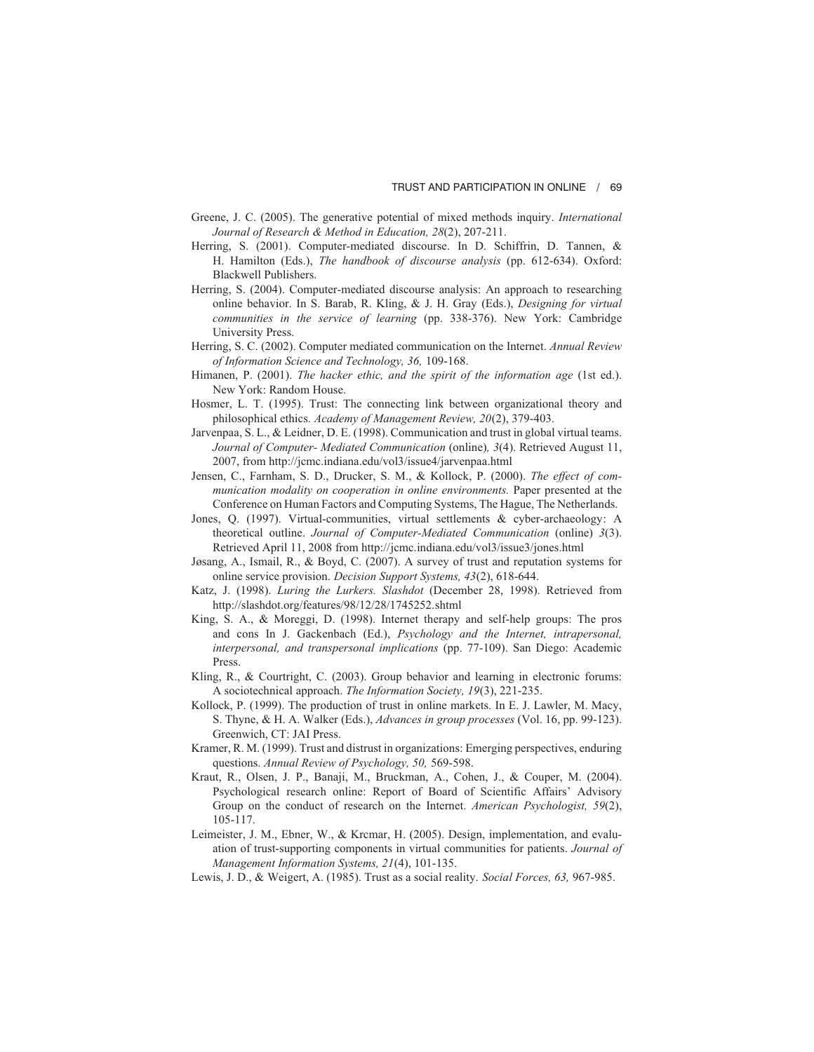Greene, J. C. (2005). The generative potential of mixed methods inquiry. *International Journal of Research & Method in Education, 28*(2), 207-211.

Herring, S. (2001). Computer-mediated discourse. In D. Schiffrin, D. Tannen, & H. Hamilton (Eds.), *The handbook of discourse analysis* (pp. 612-634). Oxford: Blackwell Publishers.

Herring, S. (2004). Computer-mediated discourse analysis: An approach to researching online behavior. In S. Barab, R. Kling, & J. H. Gray (Eds.), *Designing for virtual communities in the service of learning* (pp. 338-376). New York: Cambridge University Press.

Herring, S. C. (2002). Computer mediated communication on the Internet. *Annual Review of Information Science and Technology, 36,* 109-168.

Himanen, P. (2001). *The hacker ethic, and the spirit of the information age* (1st ed.). New York: Random House.

Hosmer, L. T. (1995). Trust: The connecting link between organizational theory and philosophical ethics. *Academy of Management Review, 20*(2), 379-403.

Jarvenpaa, S. L., & Leidner, D. E. (1998). Communication and trust in global virtual teams. *Journal of Computer- Mediated Communication* (online)*, 3*(4). Retrieved August 11, 2007, from http://jcmc.indiana.edu/vol3/issue4/jarvenpaa.html

Jensen, C., Farnham, S. D., Drucker, S. M., & Kollock, P. (2000). *The effect of communication modality on cooperation in online environments.* Paper presented at the Conference on Human Factors and Computing Systems, The Hague, The Netherlands.

Jones, Q. (1997). Virtual-communities, virtual settlements & cyber-archaeology: A theoretical outline. *Journal of Computer-Mediated Communication* (online) *3*(3). Retrieved April 11, 2008 from http://jcmc.indiana.edu/vol3/issue3/jones.html

Jøsang, A., Ismail, R., & Boyd, C. (2007). A survey of trust and reputation systems for online service provision. *Decision Support Systems, 43*(2), 618-644.

Katz, J. (1998). *Luring the Lurkers. Slashdot* (December 28, 1998). Retrieved from http://slashdot.org/features/98/12/28/1745252.shtml

King, S. A., & Moreggi, D. (1998). Internet therapy and self-help groups: The pros and cons In J. Gackenbach (Ed.), *Psychology and the Internet, intrapersonal, interpersonal, and transpersonal implications* (pp. 77-109). San Diego: Academic Press.

Kling, R., & Courtright, C. (2003). Group behavior and learning in electronic forums: A sociotechnical approach. *The Information Society, 19*(3), 221-235.

Kollock, P. (1999). The production of trust in online markets. In E. J. Lawler, M. Macy, S. Thyne, & H. A. Walker (Eds.), *Advances in group processes* (Vol. 16, pp. 99-123). Greenwich, CT: JAI Press.

Kramer, R. M. (1999). Trust and distrust in organizations: Emerging perspectives, enduring questions. *Annual Review of Psychology, 50,* 569-598.

Kraut, R., Olsen, J. P., Banaji, M., Bruckman, A., Cohen, J., & Couper, M. (2004). Psychological research online: Report of Board of Scientific Affairs' Advisory Group on the conduct of research on the Internet. *American Psychologist, 59*(2), 105-117.

Leimeister, J. M., Ebner, W., & Krcmar, H. (2005). Design, implementation, and evaluation of trust-supporting components in virtual communities for patients. *Journal of Management Information Systems, 21*(4), 101-135.

Lewis, J. D., & Weigert, A. (1985). Trust as a social reality. *Social Forces, 63,* 967-985.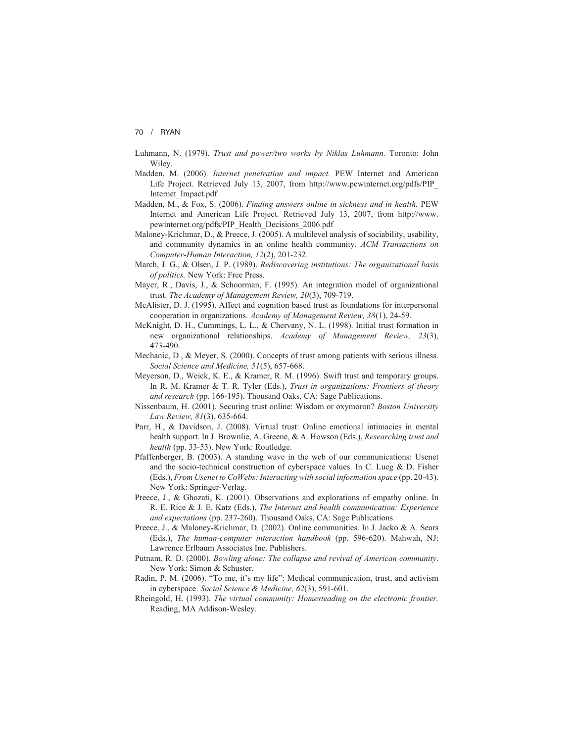Luhmann, N. (1979). *Trust and power/two works by Niklas Luhmann.* Toronto: John Wiley.

Madden, M. (2006). *Internet penetration and impact.* PEW Internet and American Life Project. Retrieved July 13, 2007, from http://www.pewinternet.org/pdfs/PIP_Internet_Impact.pdf

Madden, M., & Fox, S. (2006). *Finding answers online in sickness and in health.* PEW Internet and American Life Project. Retrieved July 13, 2007, from http://www.pewinternet.org/pdfs/PIP_Health_Decisions_2006.pdf

Maloney-Krichmar, D., & Preece, J. (2005). A multilevel analysis of sociability, usability, and community dynamics in an online health community. *ACM Transactions on Computer-Human Interaction, 12*(2), 201-232.

March, J. G., & Olsen, J. P. (1989). *Rediscovering institutions: The organizational basis of politics.* New York: Free Press.

Mayer, R., Davis, J., & Schoorman, F. (1995). An integration model of organizational trust. *The Academy of Management Review, 20*(3), 709-719.

McAlister, D. J. (1995). Affect and cognition based trust as foundations for interpersonal cooperation in organizations. *Academy of Management Review, 38*(1), 24-59.

McKnight, D. H., Cummings, L. L., & Chervany, N. L. (1998). Initial trust formation in new organizational relationships. *Academy of Management Review, 23*(3), 473-490.

Mechanic, D., & Meyer, S. (2000). Concepts of trust among patients with serious illness. *Social Science and Medicine, 51*(5), 657-668.

Meyerson, D., Weick, K. E., & Kramer, R. M. (1996). Swift trust and temporary groups. In R. M. Kramer & T. R. Tyler (Eds.), *Trust in organizations: Frontiers of theory and research* (pp. 166-195). Thousand Oaks, CA: Sage Publications.

Nissenbaum, H. (2001). Securing trust online: Wisdom or oxymoron? *Boston University Law Review, 81*(3), 635-664.

Parr, H., & Davidson, J. (2008). Virtual trust: Online emotional intimacies in mental health support. In J. Brownlie, A. Greene, & A. Howson (Eds.), *Researching trust and health* (pp. 33-53). New York: Routledge.

Pfaffenberger, B. (2003). A standing wave in the web of our communications: Usenet and the socio-technical construction of cyberspace values. In C. Lueg & D. Fisher (Eds.), *From Usenet to CoWebs: Interacting with social information space* (pp. 20-43). New York: Springer-Verlag.

Preece, J., & Ghozati, K. (2001). Observations and explorations of empathy online. In R. E. Rice & J. E. Katz (Eds.), *The Internet and health communication: Experience and expectations* (pp. 237-260). Thousand Oaks, CA: Sage Publications.

Preece, J., & Maloney-Krichmar, D. (2002). Online communities. In J. Jacko & A. Sears (Eds.), *The human-computer interaction handbook* (pp. 596-620). Mahwah, NJ: Lawrence Erlbaum Associates Inc. Publishers.

Putnam, R. D. (2000). *Bowling alone: The collapse and revival of American community*. New York: Simon & Schuster.

Radin, P. M. (2006). "To me, it's my life": Medical communication, trust, and activism in cyberspace. *Social Science & Medicine, 62*(3), 591-601.

Rheingold, H. (1993). *The virtual community: Homesteading on the electronic frontier.* Reading, MA Addison-Wesley.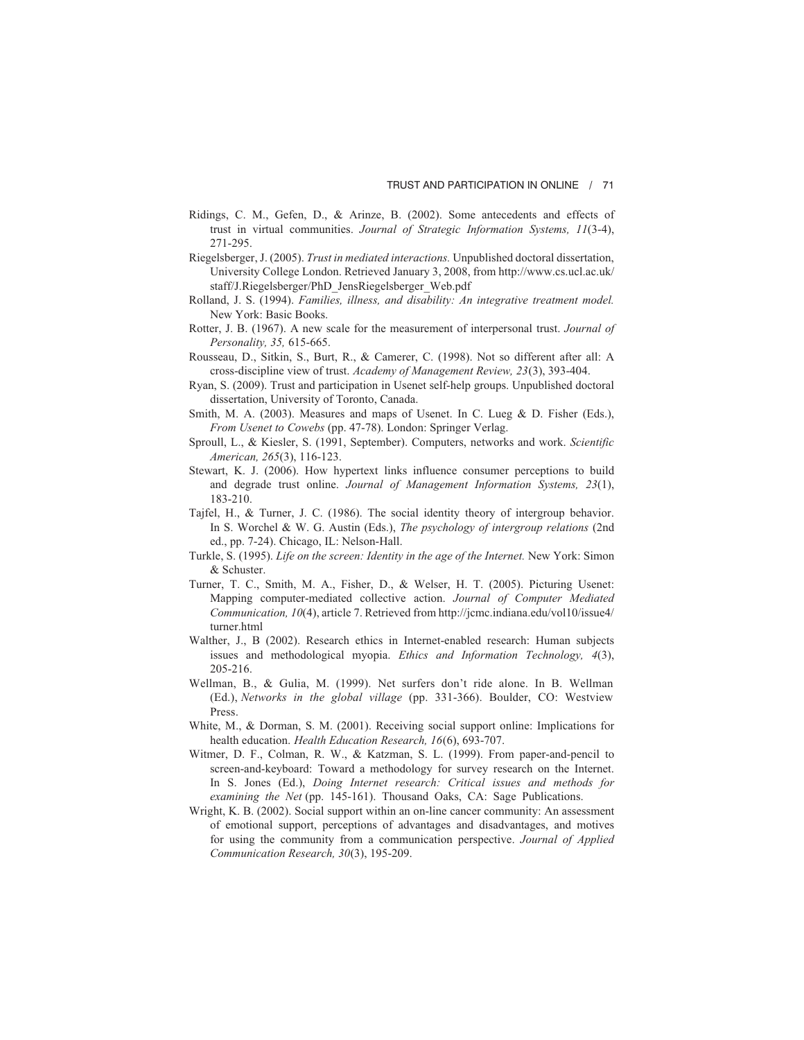Ridings, C. M., Gefen, D., & Arinze, B. (2002). Some antecedents and effects of trust in virtual communities. *Journal of Strategic Information Systems, 11*(3-4), 271-295.

Riegelsberger, J. (2005). *Trust in mediated interactions.* Unpublished doctoral dissertation, University College London. Retrieved January 3, 2008, from http://www.cs.ucl.ac.uk/staff/J.Riegelsberger/PhD_JensRiegelsberger_Web.pdf

Rolland, J. S. (1994). *Families, illness, and disability: An integrative treatment model.* New York: Basic Books.

Rotter, J. B. (1967). A new scale for the measurement of interpersonal trust. *Journal of Personality, 35,* 615-665.

Rousseau, D., Sitkin, S., Burt, R., & Camerer, C. (1998). Not so different after all: A cross-discipline view of trust. *Academy of Management Review, 23*(3), 393-404.

Ryan, S. (2009). Trust and participation in Usenet self-help groups. Unpublished doctoral dissertation, University of Toronto, Canada.

Smith, M. A. (2003). Measures and maps of Usenet. In C. Lueg & D. Fisher (Eds.), *From Usenet to Cowebs* (pp. 47-78). London: Springer Verlag.

Sproull, L., & Kiesler, S. (1991, September). Computers, networks and work. *Scientific American, 265*(3), 116-123.

Stewart, K. J. (2006). How hypertext links influence consumer perceptions to build and degrade trust online. *Journal of Management Information Systems, 23*(1), 183-210.

Tajfel, H., & Turner, J. C. (1986). The social identity theory of intergroup behavior. In S. Worchel & W. G. Austin (Eds.), *The psychology of intergroup relations* (2nd ed., pp. 7-24). Chicago, IL: Nelson-Hall.

Turkle, S. (1995). *Life on the screen: Identity in the age of the Internet.* New York: Simon & Schuster.

Turner, T. C., Smith, M. A., Fisher, D., & Welser, H. T. (2005). Picturing Usenet: Mapping computer-mediated collective action. *Journal of Computer Mediated Communication, 10*(4), article 7. Retrieved from http://jcmc.indiana.edu/vol10/issue4/turner.html

Walther, J., B (2002). Research ethics in Internet-enabled research: Human subjects issues and methodological myopia. *Ethics and Information Technology, 4*(3), 205-216.

Wellman, B., & Gulia, M. (1999). Net surfers don't ride alone. In B. Wellman (Ed.), *Networks in the global village* (pp. 331-366). Boulder, CO: Westview Press.

White, M., & Dorman, S. M. (2001). Receiving social support online: Implications for health education. *Health Education Research, 16*(6), 693-707.

Witmer, D. F., Colman, R. W., & Katzman, S. L. (1999). From paper-and-pencil to screen-and-keyboard: Toward a methodology for survey research on the Internet. In S. Jones (Ed.), *Doing Internet research: Critical issues and methods for examining the Net* (pp. 145-161). Thousand Oaks, CA: Sage Publications.

Wright, K. B. (2002). Social support within an on-line cancer community: An assessment of emotional support, perceptions of advantages and disadvantages, and motives for using the community from a communication perspective. *Journal of Applied Communication Research, 30*(3), 195-209.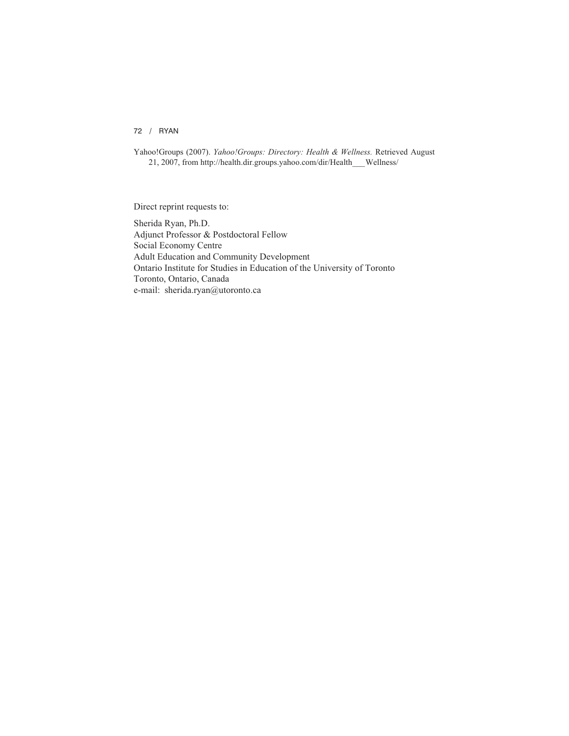Yahoo!Groups (2007). *Yahoo!Groups: Directory: Health & Wellness.* Retrieved August 21, 2007, from http://health.dir.groups.yahoo.com/dir/Health___Wellness/

Direct reprint requests to:

Sherida Ryan, Ph.D.
Adjunct Professor & Postdoctoral Fellow
Social Economy Centre
Adult Education and Community Development
Ontario Institute for Studies in Education of the University of Toronto
Toronto, Ontario, Canada
e-mail: sherida.ryan@utoronto.ca